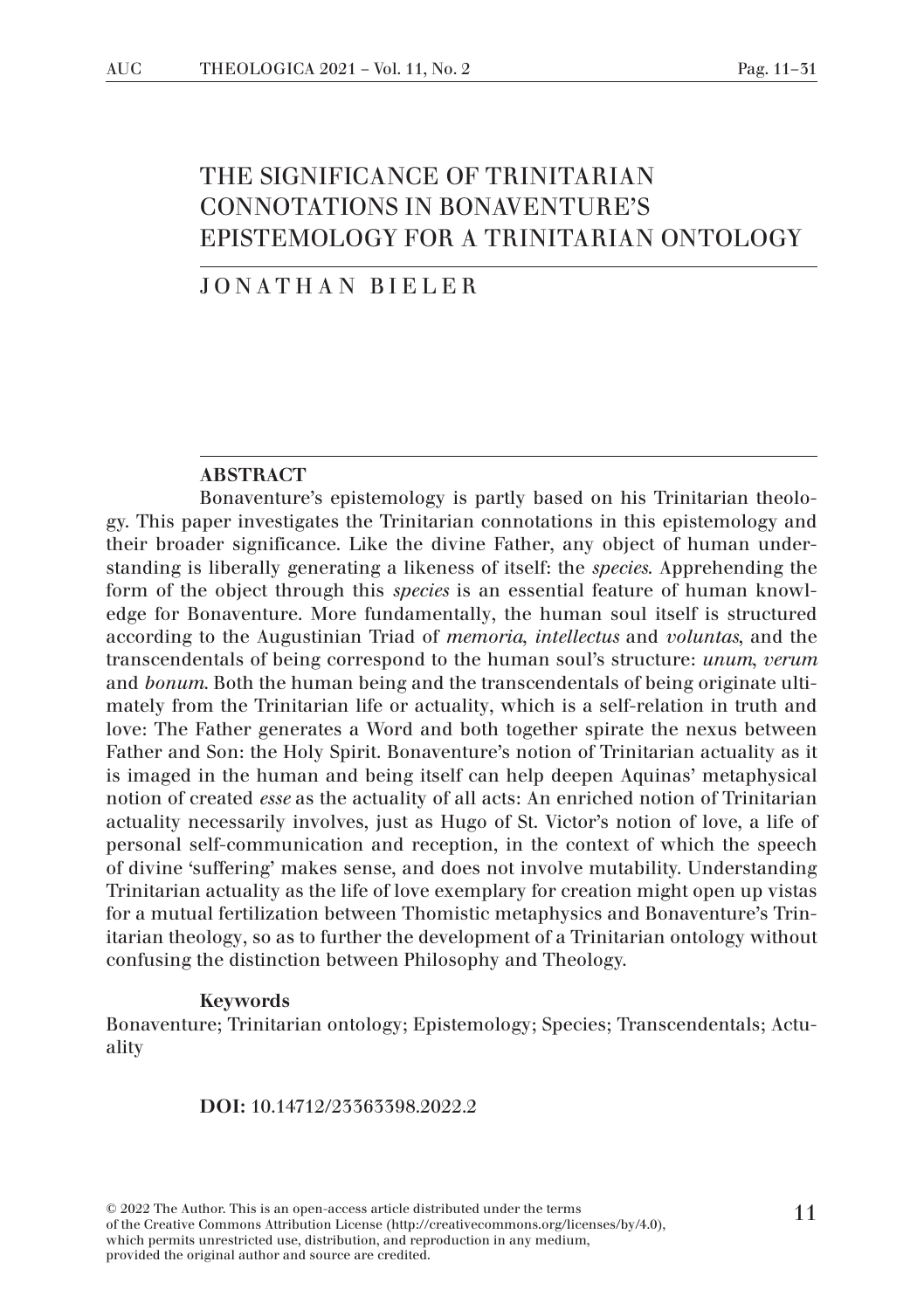# THE SIGNIFICANCE OF TRINITARIAN CONNOTATIONS IN BONAVENTURE'S EPISTEMOLOGY FOR A TRINITARIAN ONTOLOGY

JONATHAN BIELER

## ABSTRACT

Bonaventure's epistemology is partly based on his Trinitarian theology. This paper investigates the Trinitarian connotations in this epistemology and their broader significance. Like the divine Father, any object of human understanding is liberally generating a likeness of itself: the *species*. Apprehending the form of the object through this *species* is an essential feature of human knowledge for Bonaventure. More fundamentally, the human soul itself is structured according to the Augustinian Triad of *memoria*, *intellectus* and *voluntas*, and the transcendentals of being correspond to the human soul's structure: *unum*, *verum* and *bonum*. Both the human being and the transcendentals of being originate ultimately from the Trinitarian life or actuality, which is a self-relation in truth and love: The Father generates a Word and both together spirate the nexus between Father and Son: the Holy Spirit. Bonaventure's notion of Trinitarian actuality as it is imaged in the human and being itself can help deepen Aquinas' metaphysical notion of created *esse* as the actuality of all acts: An enriched notion of Trinitarian actuality necessarily involves, just as Hugo of St. Victor's notion of love, a life of personal self-communication and reception, in the context of which the speech of divine 'suffering' makes sense, and does not involve mutability. Understanding Trinitarian actuality as the life of love exemplary for creation might open up vistas for a mutual fertilization between Thomistic metaphysics and Bonaventure's Trinitarian theology, so as to further the development of a Trinitarian ontology without confusing the distinction between Philosophy and Theology.

**Keywords**

Bonaventure; Trinitarian ontology; Epistemology; Species; Transcendentals; Actuality

**DOI:** 10.14712/23363398.2022.2

© 2022 The Author. This is an open-access article distributed under the terms of the Creative Commons Attribution License (http://creativecommons.org/licenses/by/4.0), which permits unrestricted use, distribution, and reproduction in any medium, provided the original author and source are credited.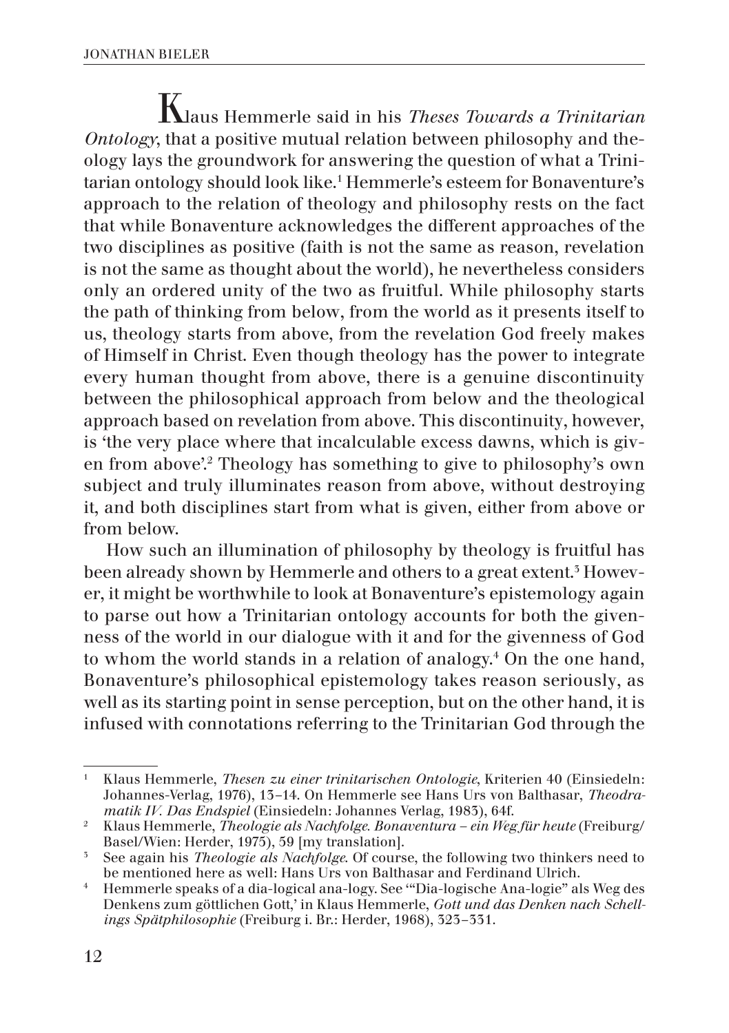Klaus Hemmerle said in his *Theses Towards a Trinitarian Ontology*, that a positive mutual relation between philosophy and theology lays the groundwork for answering the question of what a Trinitarian ontology should look like.[1] Hemmerle's esteem for Bonaventure's approach to the relation of theology and philosophy rests on the fact that while Bonaventure acknowledges the different approaches of the two disciplines as positive (faith is not the same as reason, revelation is not the same as thought about the world), he nevertheless considers only an ordered unity of the two as fruitful. While philosophy starts the path of thinking from below, from the world as it presents itself to us, theology starts from above, from the revelation God freely makes of Himself in Christ. Even though theology has the power to integrate every human thought from above, there is a genuine discontinuity between the philosophical approach from below and the theological approach based on revelation from above. This discontinuity, however, is 'the very place where that incalculable excess dawns, which is given from above'.[2] Theology has something to give to philosophy's own subject and truly illuminates reason from above, without destroying it, and both disciplines start from what is given, either from above or from below.

How such an illumination of philosophy by theology is fruitful has been already shown by Hemmerle and others to a great extent.[3] However, it might be worthwhile to look at Bonaventure's epistemology again to parse out how a Trinitarian ontology accounts for both the givenness of the world in our dialogue with it and for the givenness of God to whom the world stands in a relation of analogy.[4] On the one hand, Bonaventure's philosophical epistemology takes reason seriously, as well as its starting point in sense perception, but on the other hand, it is infused with connotations referring to the Trinitarian God through the

---

1 Klaus Hemmerle, *Thesen zu einer trinitarischen Ontologie*, Kriterien 40 (Einsiedeln: Johannes-Verlag, 1976), 13–14. On Hemmerle see Hans Urs von Balthasar, *Theodramatik IV. Das Endspiel* (Einsiedeln: Johannes Verlag, 1983), 64f.

2 Klaus Hemmerle, *Theologie als Nachfolge. Bonaventura – ein Weg für heute* (Freiburg/Basel/Wien: Herder, 1975), 59 [my translation].

3 See again his *Theologie als Nachfolge*. Of course, the following two thinkers need to be mentioned here as well: Hans Urs von Balthasar and Ferdinand Ulrich.

4 Hemmerle speaks of a dia-logical ana-logy. See '"Dia-logische Ana-logie" als Weg des Denkens zum göttlichen Gott,' in Klaus Hemmerle, *Gott und das Denken nach Schellings Spätphilosophie* (Freiburg i. Br.: Herder, 1968), 323–331.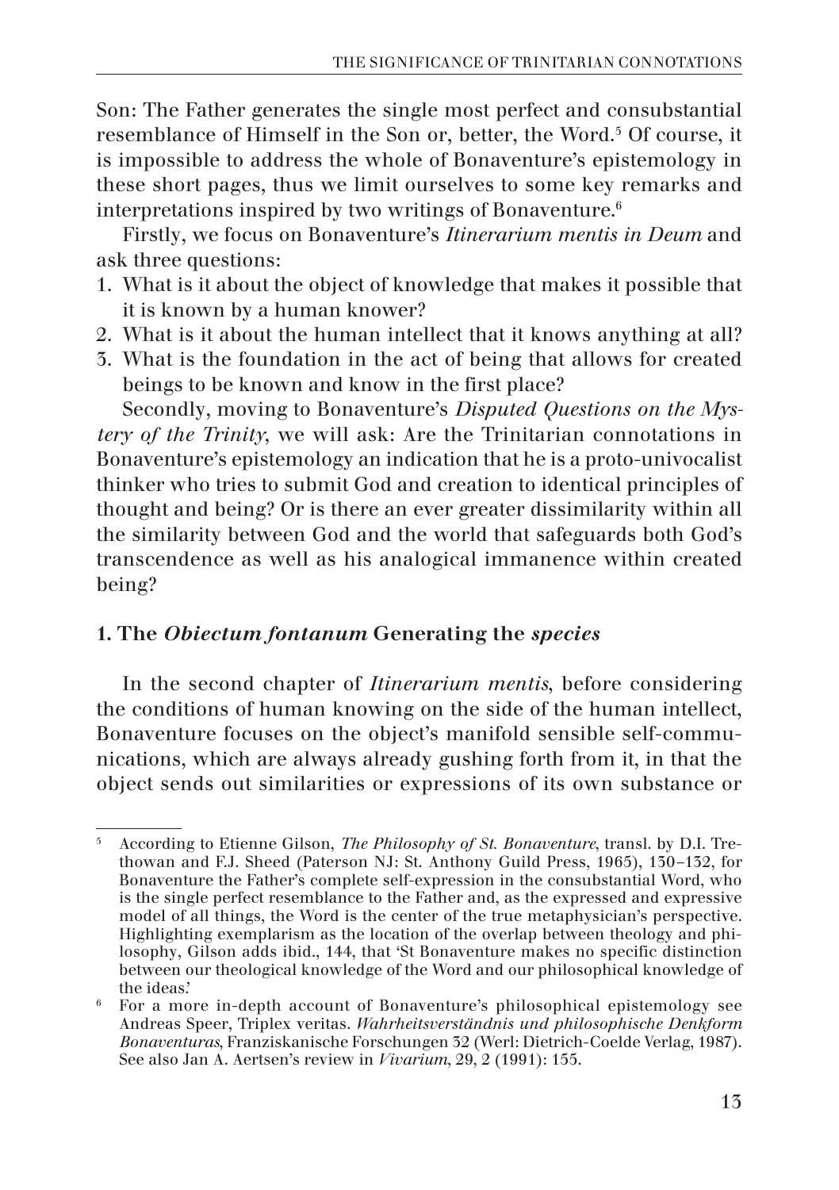Son: The Father generates the single most perfect and consubstantial resemblance of Himself in the Son or, better, the Word.[5] Of course, it is impossible to address the whole of Bonaventure's epistemology in these short pages, thus we limit ourselves to some key remarks and interpretations inspired by two writings of Bonaventure.[6]

Firstly, we focus on Bonaventure's *Itinerarium mentis in Deum* and ask three questions:

1. What is it about the object of knowledge that makes it possible that it is known by a human knower?
2. What is it about the human intellect that it knows anything at all?
3. What is the foundation in the act of being that allows for created beings to be known and know in the first place?

Secondly, moving to Bonaventure's *Disputed Questions on the Mystery of the Trinity*, we will ask: Are the Trinitarian connotations in Bonaventure's epistemology an indication that he is a proto-univocalist thinker who tries to submit God and creation to identical principles of thought and being? Or is there an ever greater dissimilarity within all the similarity between God and the world that safeguards both God's transcendence as well as his analogical immanence within created being?

### 1. The *Obiectum fontanum* Generating the *species*

In the second chapter of *Itinerarium mentis*, before considering the conditions of human knowing on the side of the human intellect, Bonaventure focuses on the object's manifold sensible self-communications, which are always already gushing forth from it, in that the object sends out similarities or expressions of its own substance or

---

[5] According to Etienne Gilson, *The Philosophy of St. Bonaventure*, transl. by D.I. Trethowan and F.J. Sheed (Paterson NJ: St. Anthony Guild Press, 1965), 130–132, for Bonaventure the Father's complete self-expression in the consubstantial Word, who is the single perfect resemblance to the Father and, as the expressed and expressive model of all things, the Word is the center of the true metaphysician's perspective. Highlighting exemplarism as the location of the overlap between theology and philosophy, Gilson adds ibid., 144, that 'St Bonaventure makes no specific distinction between our theological knowledge of the Word and our philosophical knowledge of the ideas.'

[6] For a more in-depth account of Bonaventure's philosophical epistemology see Andreas Speer, Triplex veritas. *Wahrheitsverständnis und philosophische Denkform Bonaventuras*, Franziskanische Forschungen 32 (Werl: Dietrich-Coelde Verlag, 1987). See also Jan A. Aertsen's review in *Vivarium*, 29, 2 (1991): 155.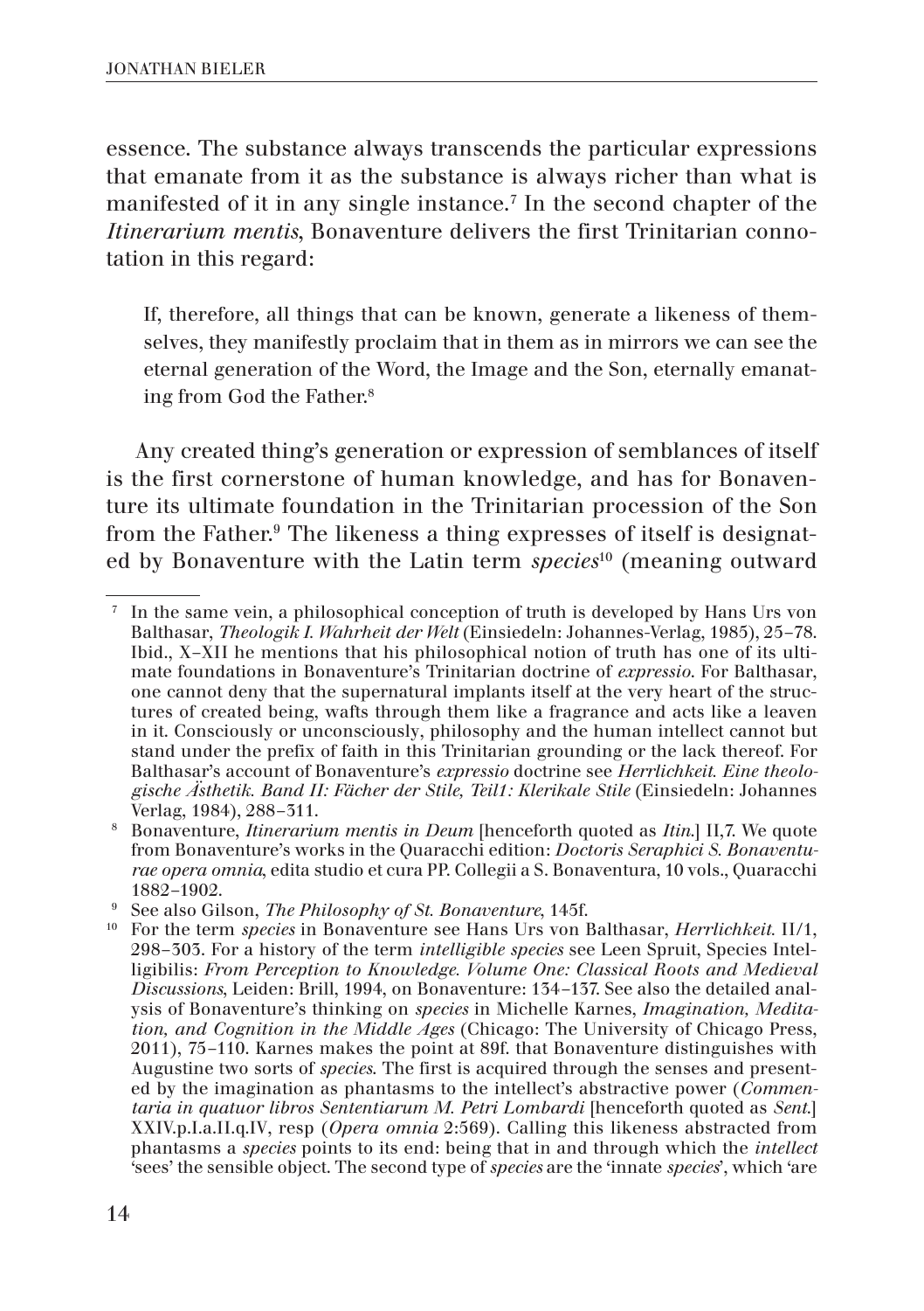essence. The substance always transcends the particular expressions that emanate from it as the substance is always richer than what is manifested of it in any single instance.[7] In the second chapter of the *Itinerarium mentis*, Bonaventure delivers the first Trinitarian connotation in this regard:

> If, therefore, all things that can be known, generate a likeness of themselves, they manifestly proclaim that in them as in mirrors we can see the eternal generation of the Word, the Image and the Son, eternally emanating from God the Father.[8]

Any created thing's generation or expression of semblances of itself is the first cornerstone of human knowledge, and has for Bonaventure its ultimate foundation in the Trinitarian procession of the Son from the Father.[9] The likeness a thing expresses of itself is designated by Bonaventure with the Latin term *species*[10] (meaning outward

---

[7] In the same vein, a philosophical conception of truth is developed by Hans Urs von Balthasar, *Theologik I. Wahrheit der Welt* (Einsiedeln: Johannes-Verlag, 1985), 25–78. Ibid., X–XII he mentions that his philosophical notion of truth has one of its ultimate foundations in Bonaventure's Trinitarian doctrine of *expressio*. For Balthasar, one cannot deny that the supernatural implants itself at the very heart of the structures of created being, wafts through them like a fragrance and acts like a leaven in it. Consciously or unconsciously, philosophy and the human intellect cannot but stand under the prefix of faith in this Trinitarian grounding or the lack thereof. For Balthasar's account of Bonaventure's *expressio* doctrine see *Herrlichkeit. Eine theologische Ästhetik. Band II: Fächer der Stile, Teil1: Klerikale Stile* (Einsiedeln: Johannes Verlag, 1984), 288–311.

[8] Bonaventure, *Itinerarium mentis in Deum* [henceforth quoted as *Itin.*] II,7. We quote from Bonaventure's works in the Quaracchi edition: *Doctoris Seraphici S. Bonaventurae opera omnia*, edita studio et cura PP. Collegii a S. Bonaventura, 10 vols., Quaracchi 1882–1902.

[9] See also Gilson, *The Philosophy of St. Bonaventure*, 145f.

[10] For the term *species* in Bonaventure see Hans Urs von Balthasar, *Herrlichkeit.* II/1, 298–303. For a history of the term *intelligible species* see Leen Spruit, Species Intelligibilis: *From Perception to Knowledge. Volume One: Classical Roots and Medieval Discussions*, Leiden: Brill, 1994, on Bonaventure: 134–137. See also the detailed analysis of Bonaventure's thinking on *species* in Michelle Karnes, *Imagination, Meditation, and Cognition in the Middle Ages* (Chicago: The University of Chicago Press, 2011), 75–110. Karnes makes the point at 89f. that Bonaventure distinguishes with Augustine two sorts of *species*. The first is acquired through the senses and presented by the imagination as phantasms to the intellect's abstractive power (*Commentaria in quatuor libros Sententiarum M. Petri Lombardi* [henceforth quoted as *Sent.*] XXIV.p.I.a.II.q.IV, resp (*Opera omnia* 2:569). Calling this likeness abstracted from phantasms a *species* points to its end: being that in and through which the *intellect* 'sees' the sensible object. The second type of *species* are the 'innate *species*', which 'are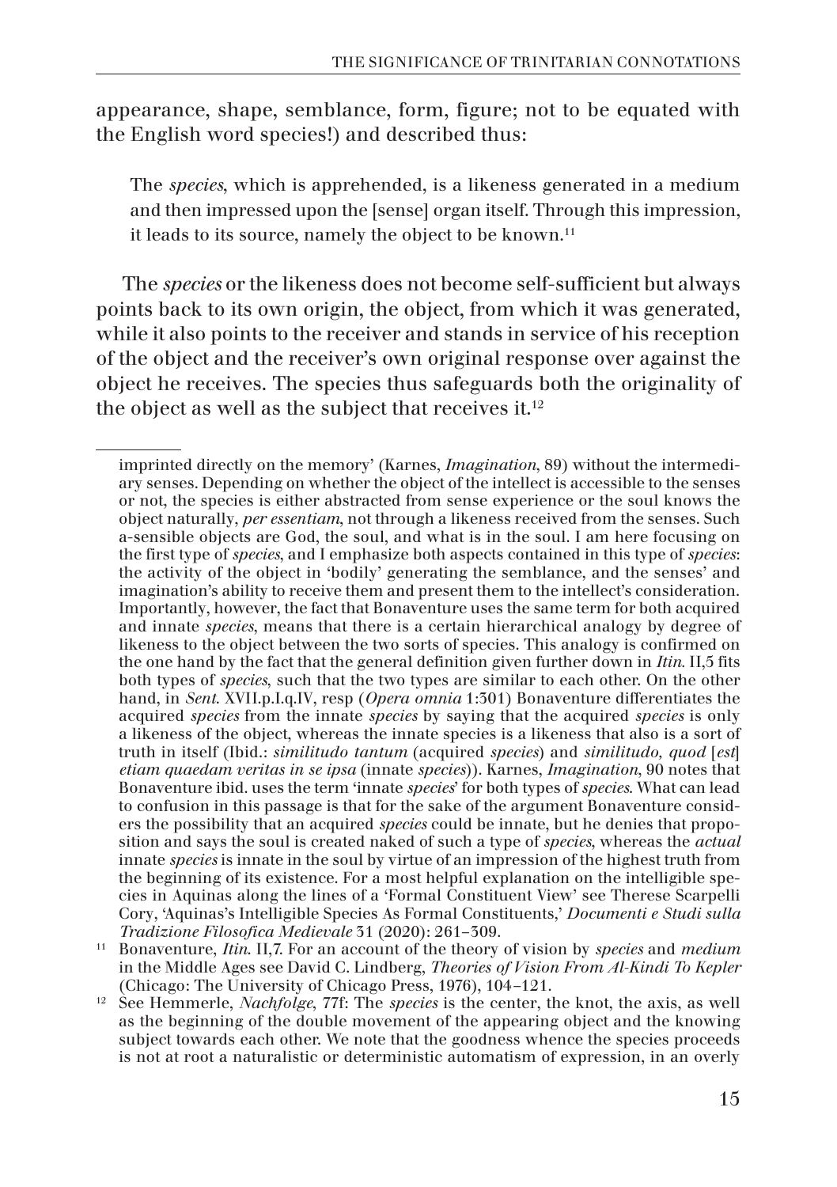appearance, shape, semblance, form, figure; not to be equated with the English word species!) and described thus:

> The *species*, which is apprehended, is a likeness generated in a medium and then impressed upon the [sense] organ itself. Through this impression, it leads to its source, namely the object to be known.[11]

The *species* or the likeness does not become self-sufficient but always points back to its own origin, the object, from which it was generated, while it also points to the receiver and stands in service of his reception of the object and the receiver's own original response over against the object he receives. The species thus safeguards both the originality of the object as well as the subject that receives it.[12]

---

imprinted directly on the memory' (Karnes, *Imagination*, 89) without the intermediary senses. Depending on whether the object of the intellect is accessible to the senses or not, the species is either abstracted from sense experience or the soul knows the object naturally, *per essentiam*, not through a likeness received from the senses. Such a-sensible objects are God, the soul, and what is in the soul. I am here focusing on the first type of *species*, and I emphasize both aspects contained in this type of *species*: the activity of the object in 'bodily' generating the semblance, and the senses' and imagination's ability to receive them and present them to the intellect's consideration. Importantly, however, the fact that Bonaventure uses the same term for both acquired and innate *species*, means that there is a certain hierarchical analogy by degree of likeness to the object between the two sorts of species. This analogy is confirmed on the one hand by the fact that the general definition given further down in *Itin.* II,5 fits both types of *species*, such that the two types are similar to each other. On the other hand, in *Sent.* XVII.p.I.q.IV, resp (*Opera omnia* 1:301) Bonaventure differentiates the acquired *species* from the innate *species* by saying that the acquired *species* is only a likeness of the object, whereas the innate species is a likeness that also is a sort of truth in itself (Ibid.: *similitudo tantum* (acquired *species*) and *similitudo, quod* [*est*] *etiam quaedam veritas in se ipsa* (innate *species*)). Karnes, *Imagination*, 90 notes that Bonaventure ibid. uses the term 'innate *species*' for both types of *species*. What can lead to confusion in this passage is that for the sake of the argument Bonaventure considers the possibility that an acquired *species* could be innate, but he denies that proposition and says the soul is created naked of such a type of *species*, whereas the *actual* innate *species* is innate in the soul by virtue of an impression of the highest truth from the beginning of its existence. For a most helpful explanation on the intelligible species in Aquinas along the lines of a 'Formal Constituent View' see Therese Scarpelli Cory, 'Aquinas's Intelligible Species As Formal Constituents,' *Documenti e Studi sulla Tradizione Filosofica Medievale* 31 (2020): 261–309.

[11] Bonaventure, *Itin.* II,7. For an account of the theory of vision by *species* and *medium* in the Middle Ages see David C. Lindberg, *Theories of Vision From Al-Kindi To Kepler* (Chicago: The University of Chicago Press, 1976), 104–121.

[12] See Hemmerle, *Nachfolge*, 77f: The *species* is the center, the knot, the axis, as well as the beginning of the double movement of the appearing object and the knowing subject towards each other. We note that the goodness whence the species proceeds is not at root a naturalistic or deterministic automatism of expression, in an overly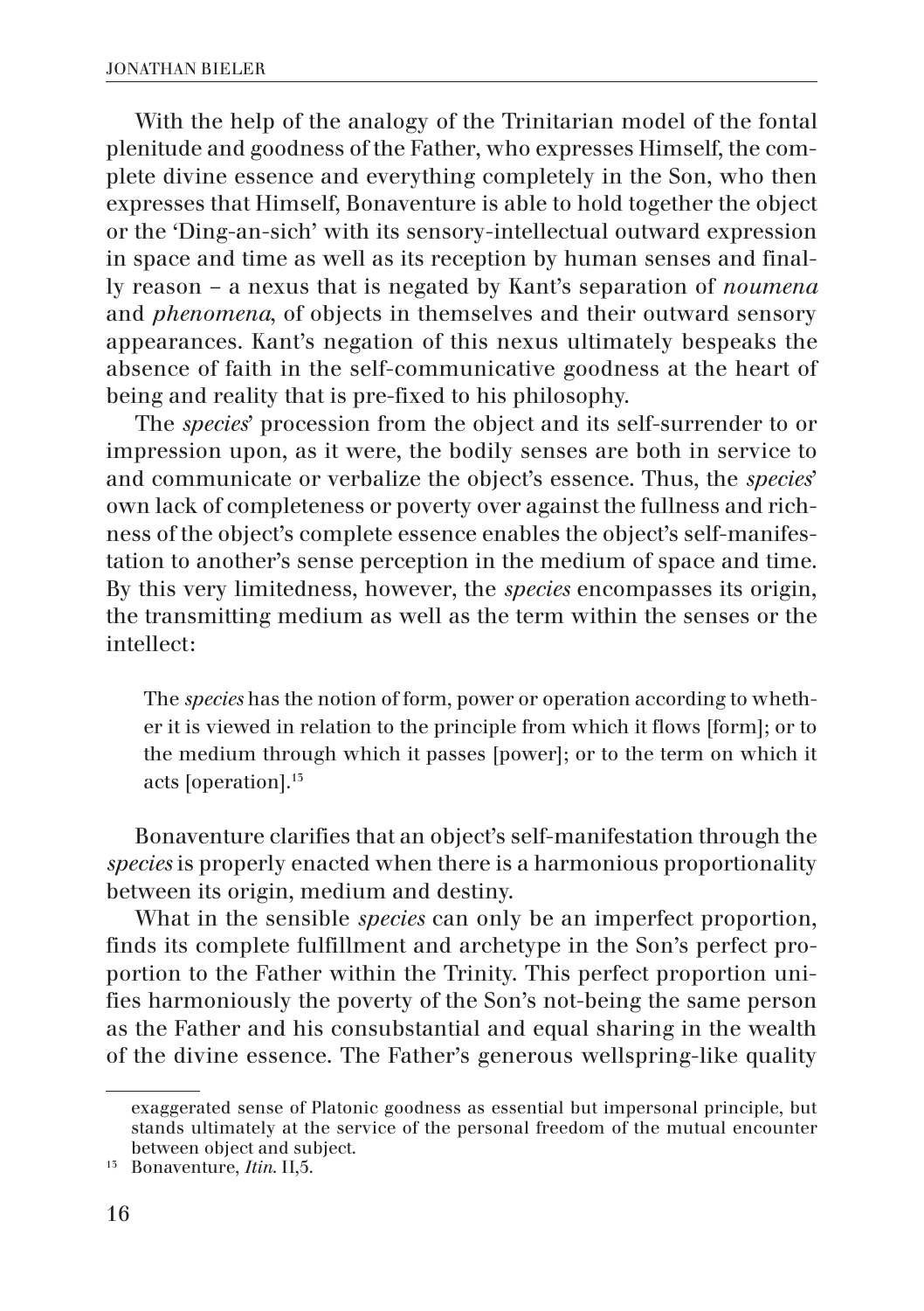With the help of the analogy of the Trinitarian model of the fontal plenitude and goodness of the Father, who expresses Himself, the complete divine essence and everything completely in the Son, who then expresses that Himself, Bonaventure is able to hold together the object or the 'Ding-an-sich' with its sensory-intellectual outward expression in space and time as well as its reception by human senses and finally reason – a nexus that is negated by Kant's separation of *noumena* and *phenomena*, of objects in themselves and their outward sensory appearances. Kant's negation of this nexus ultimately bespeaks the absence of faith in the self-communicative goodness at the heart of being and reality that is pre-fixed to his philosophy.

The *species*' procession from the object and its self-surrender to or impression upon, as it were, the bodily senses are both in service to and communicate or verbalize the object's essence. Thus, the *species*' own lack of completeness or poverty over against the fullness and richness of the object's complete essence enables the object's self-manifestation to another's sense perception in the medium of space and time. By this very limitedness, however, the *species* encompasses its origin, the transmitting medium as well as the term within the senses or the intellect:

> The *species* has the notion of form, power or operation according to whether it is viewed in relation to the principle from which it flows [form]; or to the medium through which it passes [power]; or to the term on which it acts [operation].[15]

Bonaventure clarifies that an object's self-manifestation through the *species* is properly enacted when there is a harmonious proportionality between its origin, medium and destiny.

What in the sensible *species* can only be an imperfect proportion, finds its complete fulfillment and archetype in the Son's perfect proportion to the Father within the Trinity. This perfect proportion unifies harmoniously the poverty of the Son's not-being the same person as the Father and his consubstantial and equal sharing in the wealth of the divine essence. The Father's generous wellspring-like quality

---

exaggerated sense of Platonic goodness as essential but impersonal principle, but stands ultimately at the service of the personal freedom of the mutual encounter between object and subject.

[15] Bonaventure, *Itin.* II,5.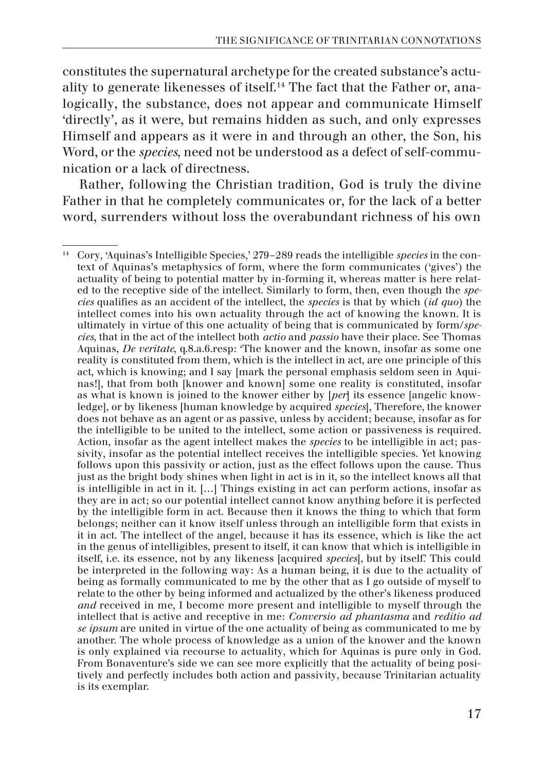constitutes the supernatural archetype for the created substance's actuality to generate likenesses of itself.[14] The fact that the Father or, analogically, the substance, does not appear and communicate Himself 'directly', as it were, but remains hidden as such, and only expresses Himself and appears as it were in and through an other, the Son, his Word, or the *species*, need not be understood as a defect of self-communication or a lack of directness.

Rather, following the Christian tradition, God is truly the divine Father in that he completely communicates or, for the lack of a better word, surrenders without loss the overabundant richness of his own

---

[14] Cory, 'Aquinas's Intelligible Species,' 279–289 reads the intelligible *species* in the context of Aquinas's metaphysics of form, where the form communicates ('gives') the actuality of being to potential matter by in-forming it, whereas matter is here related to the receptive side of the intellect. Similarly to form, then, even though the *species* qualifies as an accident of the intellect, the *species* is that by which (*id quo*) the intellect comes into his own actuality through the act of knowing the known. It is ultimately in virtue of this one actuality of being that is communicated by form/*species*, that in the act of the intellect both *actio* and *passio* have their place. See Thomas Aquinas, *De veritate*, q.8.a.6.resp: 'The knower and the known, insofar as some one reality is constituted from them, which is the intellect in act, are one principle of this act, which is knowing; and I say [mark the personal emphasis seldom seen in Aquinas!], that from both [knower and known] some one reality is constituted, insofar as what is known is joined to the knower either by [*per*] its essence [angelic knowledge], or by likeness [human knowledge by acquired *species*], Therefore, the knower does not behave as an agent or as passive, unless by accident; because, insofar as for the intelligible to be united to the intellect, some action or passiveness is required. Action, insofar as the agent intellect makes the *species* to be intelligible in act; passivity, insofar as the potential intellect receives the intelligible species. Yet knowing follows upon this passivity or action, just as the effect follows upon the cause. Thus just as the bright body shines when light in act is in it, so the intellect knows all that is intelligible in act in it. […] Things existing in act can perform actions, insofar as they are in act; so our potential intellect cannot know anything before it is perfected by the intelligible form in act. Because then it knows the thing to which that form belongs; neither can it know itself unless through an intelligible form that exists in it in act. The intellect of the angel, because it has its essence, which is like the act in the genus of intelligibles, present to itself, it can know that which is intelligible in itself, i.e. its essence, not by any likeness [acquired *species*], but by itself.' This could be interpreted in the following way: As a human being, it is due to the actuality of being as formally communicated to me by the other that as I go outside of myself to relate to the other by being informed and actualized by the other's likeness produced *and* received in me, I become more present and intelligible to myself through the intellect that is active and receptive in me: *Conversio ad phantasma* and *reditio ad se ipsum* are united in virtue of the one actuality of being as communicated to me by another. The whole process of knowledge as a union of the knower and the known is only explained via recourse to actuality, which for Aquinas is pure only in God. From Bonaventure's side we can see more explicitly that the actuality of being positively and perfectly includes both action and passivity, because Trinitarian actuality is its exemplar.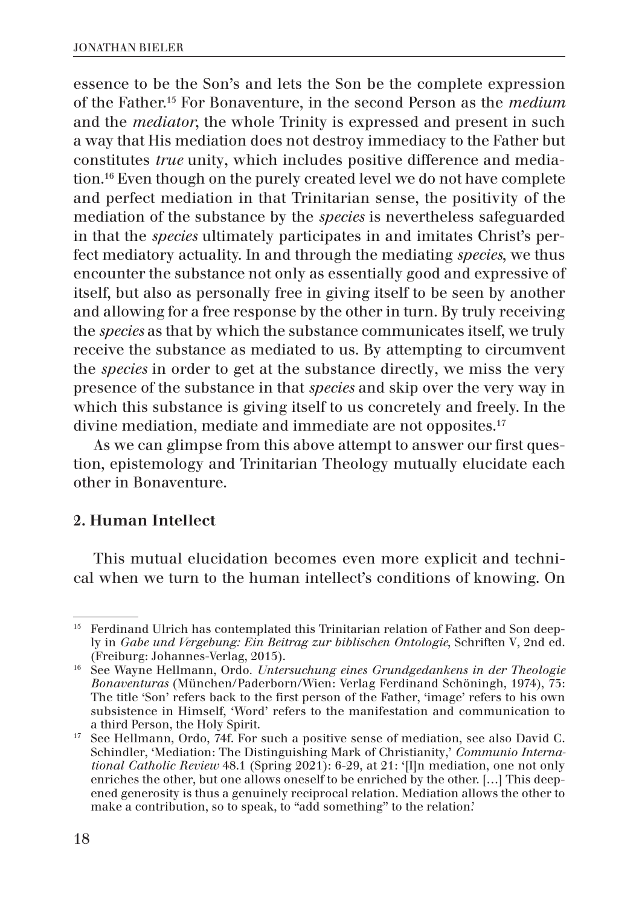essence to be the Son's and lets the Son be the complete expression of the Father.[15] For Bonaventure, in the second Person as the *medium* and the *mediator*, the whole Trinity is expressed and present in such a way that His mediation does not destroy immediacy to the Father but constitutes *true* unity, which includes positive difference and mediation.[16] Even though on the purely created level we do not have complete and perfect mediation in that Trinitarian sense, the positivity of the mediation of the substance by the *species* is nevertheless safeguarded in that the *species* ultimately participates in and imitates Christ's perfect mediatory actuality. In and through the mediating *species*, we thus encounter the substance not only as essentially good and expressive of itself, but also as personally free in giving itself to be seen by another and allowing for a free response by the other in turn. By truly receiving the *species* as that by which the substance communicates itself, we truly receive the substance as mediated to us. By attempting to circumvent the *species* in order to get at the substance directly, we miss the very presence of the substance in that *species* and skip over the very way in which this substance is giving itself to us concretely and freely. In the divine mediation, mediate and immediate are not opposites.[17]

As we can glimpse from this above attempt to answer our first question, epistemology and Trinitarian Theology mutually elucidate each other in Bonaventure.

## 2. Human Intellect

This mutual elucidation becomes even more explicit and technical when we turn to the human intellect's conditions of knowing. On

---

[15] Ferdinand Ulrich has contemplated this Trinitarian relation of Father and Son deeply in *Gabe und Vergebung: Ein Beitrag zur biblischen Ontologie*, Schriften V, 2nd ed. (Freiburg: Johannes-Verlag, 2015).

[16] See Wayne Hellmann, Ordo. *Untersuchung eines Grundgedankens in der Theologie Bonaventuras* (München/Paderborn/Wien: Verlag Ferdinand Schöningh, 1974), 73: The title 'Son' refers back to the first person of the Father, 'image' refers to his own subsistence in Himself, 'Word' refers to the manifestation and communication to a third Person, the Holy Spirit.

[17] See Hellmann, Ordo, 74f. For such a positive sense of mediation, see also David C. Schindler, 'Mediation: The Distinguishing Mark of Christianity,' *Communio International Catholic Review* 48.1 (Spring 2021): 6-29, at 21: '[I]n mediation, one not only enriches the other, but one allows oneself to be enriched by the other. […] This deepened generosity is thus a genuinely reciprocal relation. Mediation allows the other to make a contribution, so to speak, to "add something" to the relation.'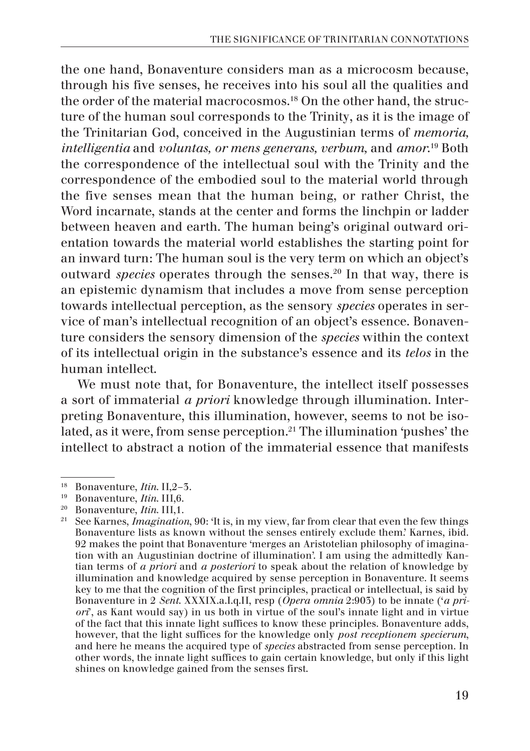the one hand, Bonaventure considers man as a microcosm because, through his five senses, he receives into his soul all the qualities and the order of the material macrocosmos.[18] On the other hand, the structure of the human soul corresponds to the Trinity, as it is the image of the Trinitarian God, conceived in the Augustinian terms of *memoria, intelligentia* and *voluntas, or mens generans, verbum,* and *amor*.[19] Both the correspondence of the intellectual soul with the Trinity and the correspondence of the embodied soul to the material world through the five senses mean that the human being, or rather Christ, the Word incarnate, stands at the center and forms the linchpin or ladder between heaven and earth. The human being's original outward orientation towards the material world establishes the starting point for an inward turn: The human soul is the very term on which an object's outward *species* operates through the senses.[20] In that way, there is an epistemic dynamism that includes a move from sense perception towards intellectual perception, as the sensory *species* operates in service of man's intellectual recognition of an object's essence. Bonaventure considers the sensory dimension of the *species* within the context of its intellectual origin in the substance's essence and its *telos* in the human intellect.

We must note that, for Bonaventure, the intellect itself possesses a sort of immaterial *a priori* knowledge through illumination. Interpreting Bonaventure, this illumination, however, seems to not be isolated, as it were, from sense perception.[21] The illumination 'pushes' the intellect to abstract a notion of the immaterial essence that manifests

---

[18] Bonaventure, *Itin.* II,2–3.

[19] Bonaventure, *Itin.* III,6.

[20] Bonaventure, *Itin.* III,1.

[21] See Karnes, *Imagination*, 90: 'It is, in my view, far from clear that even the few things Bonaventure lists as known without the senses entirely exclude them.' Karnes, ibid. 92 makes the point that Bonaventure 'merges an Aristotelian philosophy of imagination with an Augustinian doctrine of illumination'. I am using the admittedly Kantian terms of *a priori* and *a posteriori* to speak about the relation of knowledge by illumination and knowledge acquired by sense perception in Bonaventure. It seems key to me that the cognition of the first principles, practical or intellectual, is said by Bonaventure in 2 *Sent.* XXXIX.a.I.q.II, resp (*Opera omnia* 2:903) to be innate ('*a priori*', as Kant would say) in us both in virtue of the soul's innate light and in virtue of the fact that this innate light suffices to know these principles. Bonaventure adds, however, that the light suffices for the knowledge only *post receptionem specierum*, and here he means the acquired type of *species* abstracted from sense perception. In other words, the innate light suffices to gain certain knowledge, but only if this light shines on knowledge gained from the senses first.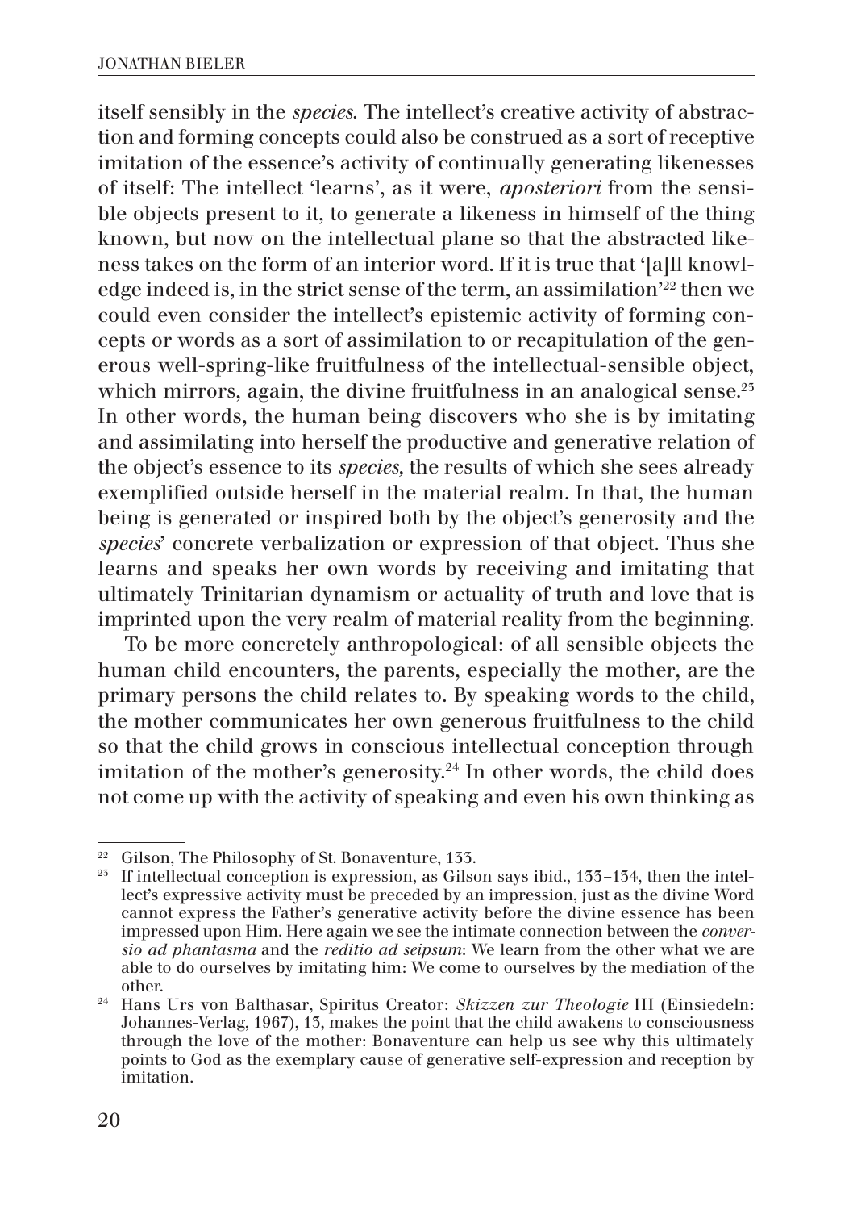itself sensibly in the *species*. The intellect's creative activity of abstraction and forming concepts could also be construed as a sort of receptive imitation of the essence's activity of continually generating likenesses of itself: The intellect 'learns', as it were, *aposteriori* from the sensible objects present to it, to generate a likeness in himself of the thing known, but now on the intellectual plane so that the abstracted likeness takes on the form of an interior word. If it is true that '[a]ll knowledge indeed is, in the strict sense of the term, an assimilation'[22] then we could even consider the intellect's epistemic activity of forming concepts or words as a sort of assimilation to or recapitulation of the generous well-spring-like fruitfulness of the intellectual-sensible object, which mirrors, again, the divine fruitfulness in an analogical sense.[23] In other words, the human being discovers who she is by imitating and assimilating into herself the productive and generative relation of the object's essence to its *species*, the results of which she sees already exemplified outside herself in the material realm. In that, the human being is generated or inspired both by the object's generosity and the *species*' concrete verbalization or expression of that object. Thus she learns and speaks her own words by receiving and imitating that ultimately Trinitarian dynamism or actuality of truth and love that is imprinted upon the very realm of material reality from the beginning.

To be more concretely anthropological: of all sensible objects the human child encounters, the parents, especially the mother, are the primary persons the child relates to. By speaking words to the child, the mother communicates her own generous fruitfulness to the child so that the child grows in conscious intellectual conception through imitation of the mother's generosity.[24] In other words, the child does not come up with the activity of speaking and even his own thinking as

---

[22] Gilson, The Philosophy of St. Bonaventure, 133.

[23] If intellectual conception is expression, as Gilson says ibid., 133–134, then the intellect's expressive activity must be preceded by an impression, just as the divine Word cannot express the Father's generative activity before the divine essence has been impressed upon Him. Here again we see the intimate connection between the *conversio ad phantasma* and the *reditio ad seipsum*: We learn from the other what we are able to do ourselves by imitating him: We come to ourselves by the mediation of the other.

[24] Hans Urs von Balthasar, Spiritus Creator: *Skizzen zur Theologie* III (Einsiedeln: Johannes-Verlag, 1967), 13, makes the point that the child awakens to consciousness through the love of the mother: Bonaventure can help us see why this ultimately points to God as the exemplary cause of generative self-expression and reception by imitation.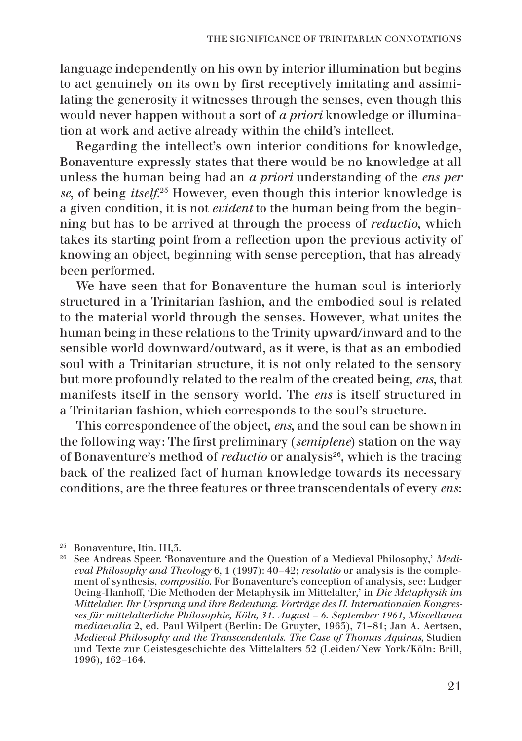language independently on his own by interior illumination but begins to act genuinely on its own by first receptively imitating and assimilating the generosity it witnesses through the senses, even though this would never happen without a sort of *a priori* knowledge or illumination at work and active already within the child's intellect.

Regarding the intellect's own interior conditions for knowledge, Bonaventure expressly states that there would be no knowledge at all unless the human being had an *a priori* understanding of the *ens per se*, of being *itself*.[25] However, even though this interior knowledge is a given condition, it is not *evident* to the human being from the beginning but has to be arrived at through the process of *reductio*, which takes its starting point from a reflection upon the previous activity of knowing an object, beginning with sense perception, that has already been performed.

We have seen that for Bonaventure the human soul is interiorly structured in a Trinitarian fashion, and the embodied soul is related to the material world through the senses. However, what unites the human being in these relations to the Trinity upward/inward and to the sensible world downward/outward, as it were, is that as an embodied soul with a Trinitarian structure, it is not only related to the sensory but more profoundly related to the realm of the created being, *ens*, that manifests itself in the sensory world. The *ens* is itself structured in a Trinitarian fashion, which corresponds to the soul's structure.

This correspondence of the object, *ens*, and the soul can be shown in the following way: The first preliminary (*semiplene*) station on the way of Bonaventure's method of *reductio* or analysis[26], which is the tracing back of the realized fact of human knowledge towards its necessary conditions, are the three features or three transcendentals of every *ens*:

---

[25] Bonaventure, Itin. III,3.

[26] See Andreas Speer. 'Bonaventure and the Question of a Medieval Philosophy,' *Medieval Philosophy and Theology* 6, 1 (1997): 40–42; *resolutio* or analysis is the complement of synthesis, *compositio*. For Bonaventure's conception of analysis, see: Ludger Oeing-Hanhoff, 'Die Methoden der Metaphysik im Mittelalter,' in *Die Metaphysik im Mittelalter. Ihr Ursprung und ihre Bedeutung. Vorträge des II. Internationalen Kongresses für mittelalterliche Philosophie, Köln, 31. August – 6. September 1961, Miscellanea mediaevalia* 2, ed. Paul Wilpert (Berlin: De Gruyter, 1963), 71–81; Jan A. Aertsen, *Medieval Philosophy and the Transcendentals. The Case of Thomas Aquinas*, Studien und Texte zur Geistesgeschichte des Mittelalters 52 (Leiden/New York/Köln: Brill, 1996), 162–164.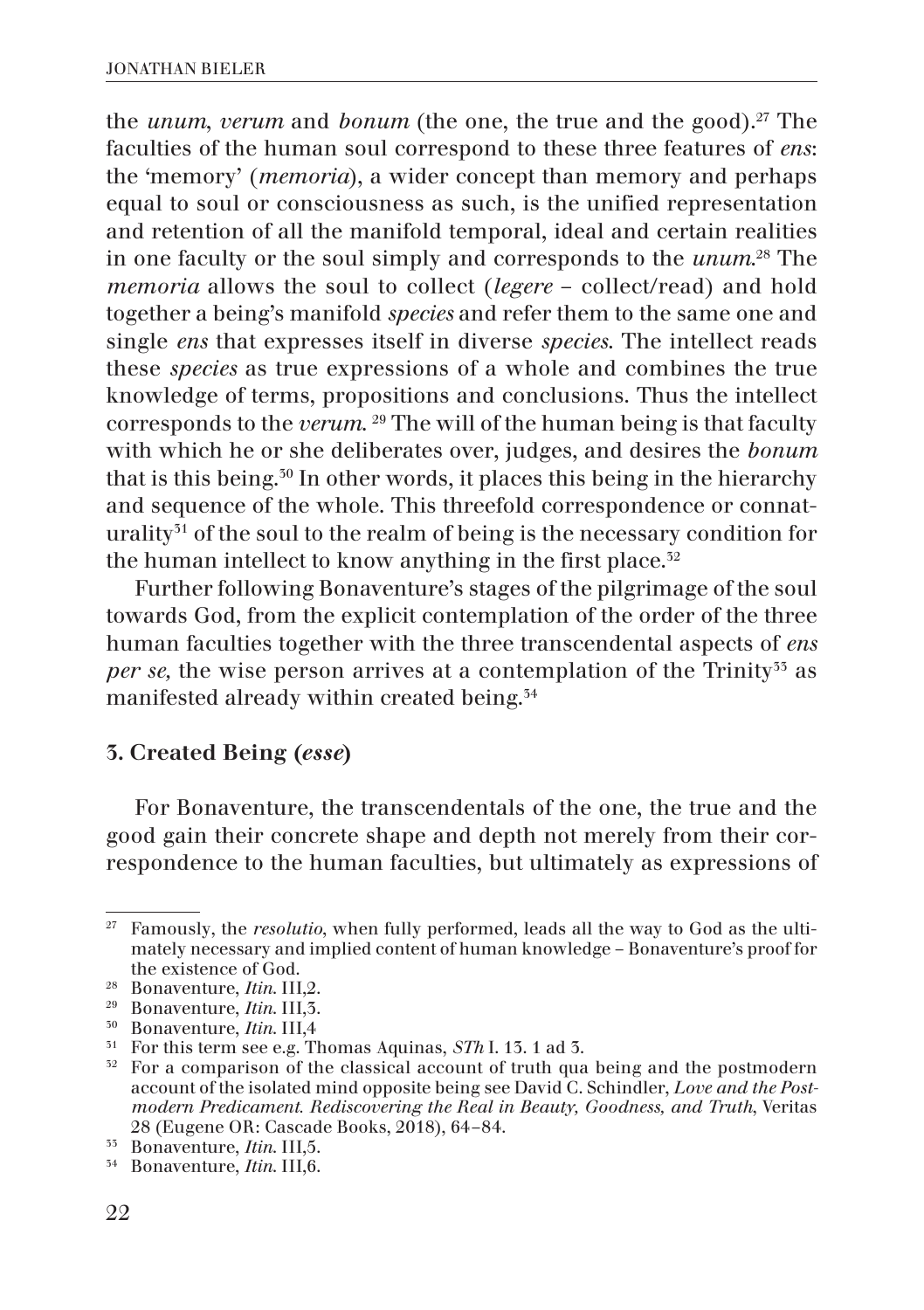the *unum*, *verum* and *bonum* (the one, the true and the good).[27] The faculties of the human soul correspond to these three features of *ens*: the 'memory' (*memoria*), a wider concept than memory and perhaps equal to soul or consciousness as such, is the unified representation and retention of all the manifold temporal, ideal and certain realities in one faculty or the soul simply and corresponds to the *unum*.[28] The *memoria* allows the soul to collect (*legere* – collect/read) and hold together a being's manifold *species* and refer them to the same one and single *ens* that expresses itself in diverse *species*. The intellect reads these *species* as true expressions of a whole and combines the true knowledge of terms, propositions and conclusions. Thus the intellect corresponds to the *verum*. [29] The will of the human being is that faculty with which he or she deliberates over, judges, and desires the *bonum* that is this being.[30] In other words, it places this being in the hierarchy and sequence of the whole. This threefold correspondence or connaturality[31] of the soul to the realm of being is the necessary condition for the human intellect to know anything in the first place.[32]

Further following Bonaventure's stages of the pilgrimage of the soul towards God, from the explicit contemplation of the order of the three human faculties together with the three transcendental aspects of *ens per se,* the wise person arrives at a contemplation of the Trinity[33] as manifested already within created being.[34]

### 3. Created Being (*esse*)

For Bonaventure, the transcendentals of the one, the true and the good gain their concrete shape and depth not merely from their correspondence to the human faculties, but ultimately as expressions of

---

[27] Famously, the *resolutio*, when fully performed, leads all the way to God as the ultimately necessary and implied content of human knowledge – Bonaventure's proof for the existence of God.

[28] Bonaventure, *Itin.* III,2.

[29] Bonaventure, *Itin.* III,3.

[30] Bonaventure, *Itin.* III,4

[31] For this term see e.g. Thomas Aquinas, *STh* I. 13. 1 ad 3.

[32] For a comparison of the classical account of truth qua being and the postmodern account of the isolated mind opposite being see David C. Schindler, *Love and the Postmodern Predicament. Rediscovering the Real in Beauty, Goodness, and Truth*, Veritas 28 (Eugene OR: Cascade Books, 2018), 64–84.

[33] Bonaventure, *Itin.* III,5.

[34] Bonaventure, *Itin.* III,6.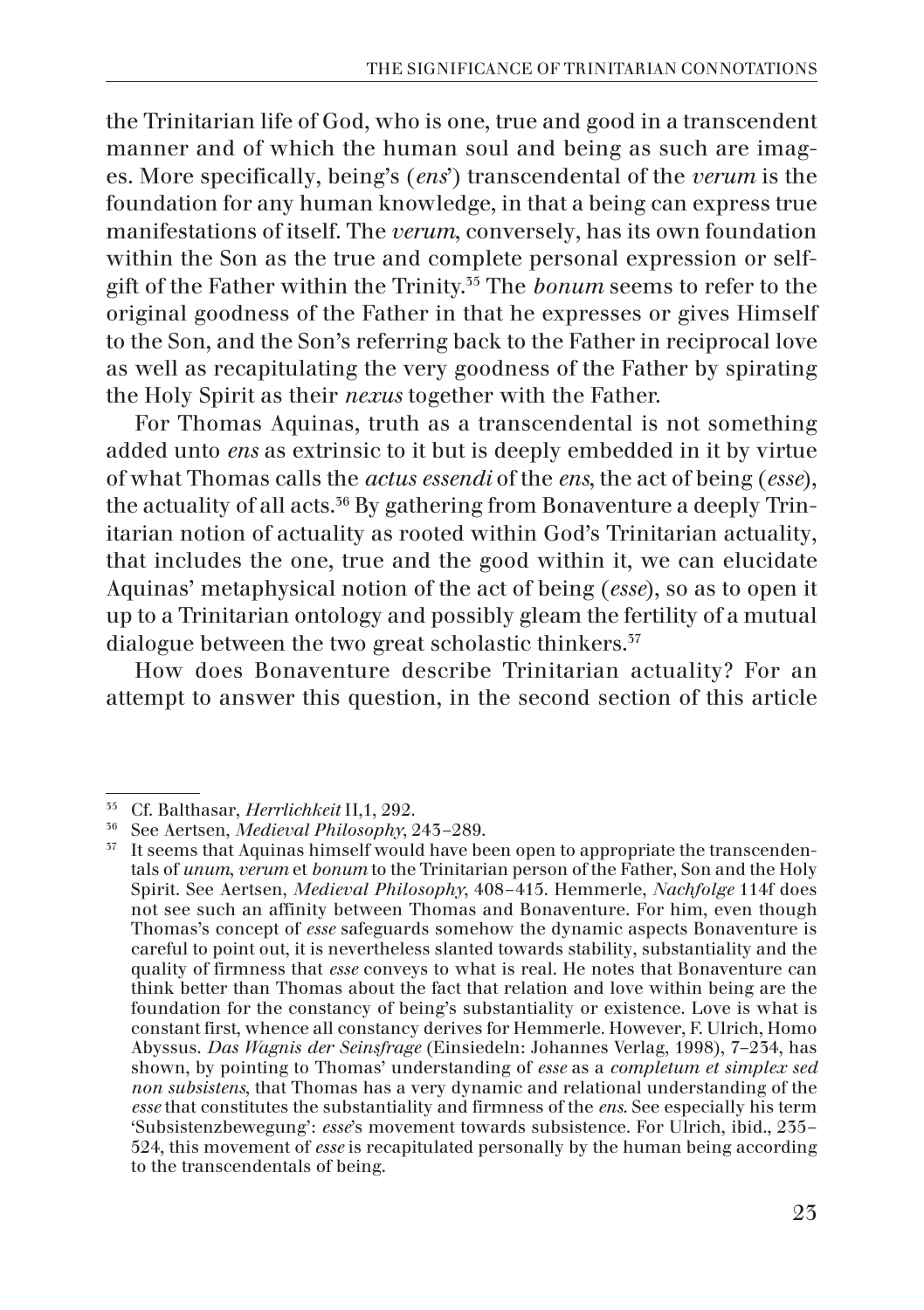the Trinitarian life of God, who is one, true and good in a transcendent manner and of which the human soul and being as such are images. More specifically, being's (*ens*') transcendental of the *verum* is the foundation for any human knowledge, in that a being can express true manifestations of itself. The *verum*, conversely, has its own foundation within the Son as the true and complete personal expression or self-gift of the Father within the Trinity.[35] The *bonum* seems to refer to the original goodness of the Father in that he expresses or gives Himself to the Son, and the Son's referring back to the Father in reciprocal love as well as recapitulating the very goodness of the Father by spirating the Holy Spirit as their *nexus* together with the Father.

For Thomas Aquinas, truth as a transcendental is not something added unto *ens* as extrinsic to it but is deeply embedded in it by virtue of what Thomas calls the *actus essendi* of the *ens*, the act of being (*esse*), the actuality of all acts.[36] By gathering from Bonaventure a deeply Trinitarian notion of actuality as rooted within God's Trinitarian actuality, that includes the one, true and the good within it, we can elucidate Aquinas' metaphysical notion of the act of being (*esse*), so as to open it up to a Trinitarian ontology and possibly gleam the fertility of a mutual dialogue between the two great scholastic thinkers.[37]

How does Bonaventure describe Trinitarian actuality? For an attempt to answer this question, in the second section of this article

---

[35] Cf. Balthasar, *Herrlichkeit* II,1, 292.

[36] See Aertsen, *Medieval Philosophy*, 243–289.

[37] It seems that Aquinas himself would have been open to appropriate the transcendentals of *unum*, *verum* et *bonum* to the Trinitarian person of the Father, Son and the Holy Spirit. See Aertsen, *Medieval Philosophy*, 408–415. Hemmerle, *Nachfolge* 114f does not see such an affinity between Thomas and Bonaventure. For him, even though Thomas's concept of *esse* safeguards somehow the dynamic aspects Bonaventure is careful to point out, it is nevertheless slanted towards stability, substantiality and the quality of firmness that *esse* conveys to what is real. He notes that Bonaventure can think better than Thomas about the fact that relation and love within being are the foundation for the constancy of being's substantiality or existence. Love is what is constant first, whence all constancy derives for Hemmerle. However, F. Ulrich, Homo Abyssus. *Das Wagnis der Seinsfrage* (Einsiedeln: Johannes Verlag, 1998), 7–234, has shown, by pointing to Thomas' understanding of *esse* as a *completum et simplex sed non subsistens*, that Thomas has a very dynamic and relational understanding of the *esse* that constitutes the substantiality and firmness of the *ens*. See especially his term 'Subsistenzbewegung': *esse*'s movement towards subsistence. For Ulrich, ibid., 235–524, this movement of *esse* is recapitulated personally by the human being according to the transcendentals of being.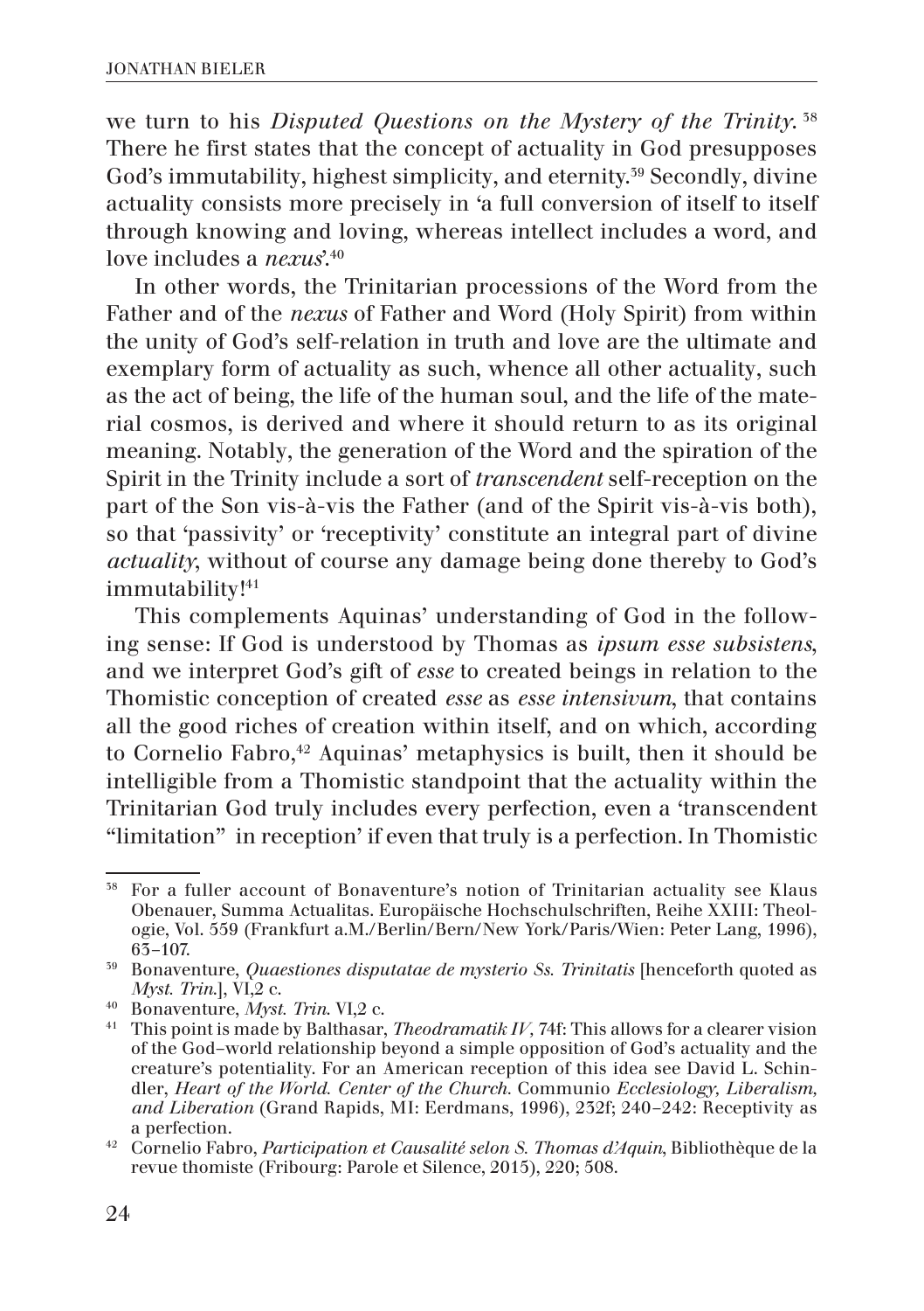we turn to his *Disputed Questions on the Mystery of the Trinity*.[38] There he first states that the concept of actuality in God presupposes God's immutability, highest simplicity, and eternity.[39] Secondly, divine actuality consists more precisely in 'a full conversion of itself to itself through knowing and loving, whereas intellect includes a word, and love includes a *nexus*'.[40]

In other words, the Trinitarian processions of the Word from the Father and of the *nexus* of Father and Word (Holy Spirit) from within the unity of God's self-relation in truth and love are the ultimate and exemplary form of actuality as such, whence all other actuality, such as the act of being, the life of the human soul, and the life of the material cosmos, is derived and where it should return to as its original meaning. Notably, the generation of the Word and the spiration of the Spirit in the Trinity include a sort of *transcendent* self-reception on the part of the Son vis-à-vis the Father (and of the Spirit vis-à-vis both), so that 'passivity' or 'receptivity' constitute an integral part of divine *actuality*, without of course any damage being done thereby to God's immutability![41]

This complements Aquinas' understanding of God in the following sense: If God is understood by Thomas as *ipsum esse subsistens*, and we interpret God's gift of *esse* to created beings in relation to the Thomistic conception of created *esse* as *esse intensivum*, that contains all the good riches of creation within itself, and on which, according to Cornelio Fabro,[42] Aquinas' metaphysics is built, then it should be intelligible from a Thomistic standpoint that the actuality within the Trinitarian God truly includes every perfection, even a 'transcendent "limitation" in reception' if even that truly is a perfection. In Thomistic

---

[38] For a fuller account of Bonaventure's notion of Trinitarian actuality see Klaus Obenauer, Summa Actualitas. Europäische Hochschulschriften, Reihe XXIII: Theologie, Vol. 559 (Frankfurt a.M./Berlin/Bern/New York/Paris/Wien: Peter Lang, 1996), 63–107.

[39] Bonaventure, *Quaestiones disputatae de mysterio Ss. Trinitatis* [henceforth quoted as *Myst. Trin.*], VI,2 c.

[40] Bonaventure, *Myst. Trin.* VI,2 c.

[41] This point is made by Balthasar, *Theodramatik IV*, 74f: This allows for a clearer vision of the God–world relationship beyond a simple opposition of God's actuality and the creature's potentiality. For an American reception of this idea see David L. Schindler, *Heart of the World. Center of the Church.* Communio *Ecclesiology, Liberalism, and Liberation* (Grand Rapids, MI: Eerdmans, 1996), 232f; 240–242: Receptivity as a perfection.

[42] Cornelio Fabro, *Participation et Causalité selon S. Thomas d'Aquin*, Bibliothèque de la revue thomiste (Fribourg: Parole et Silence, 2015), 220; 508.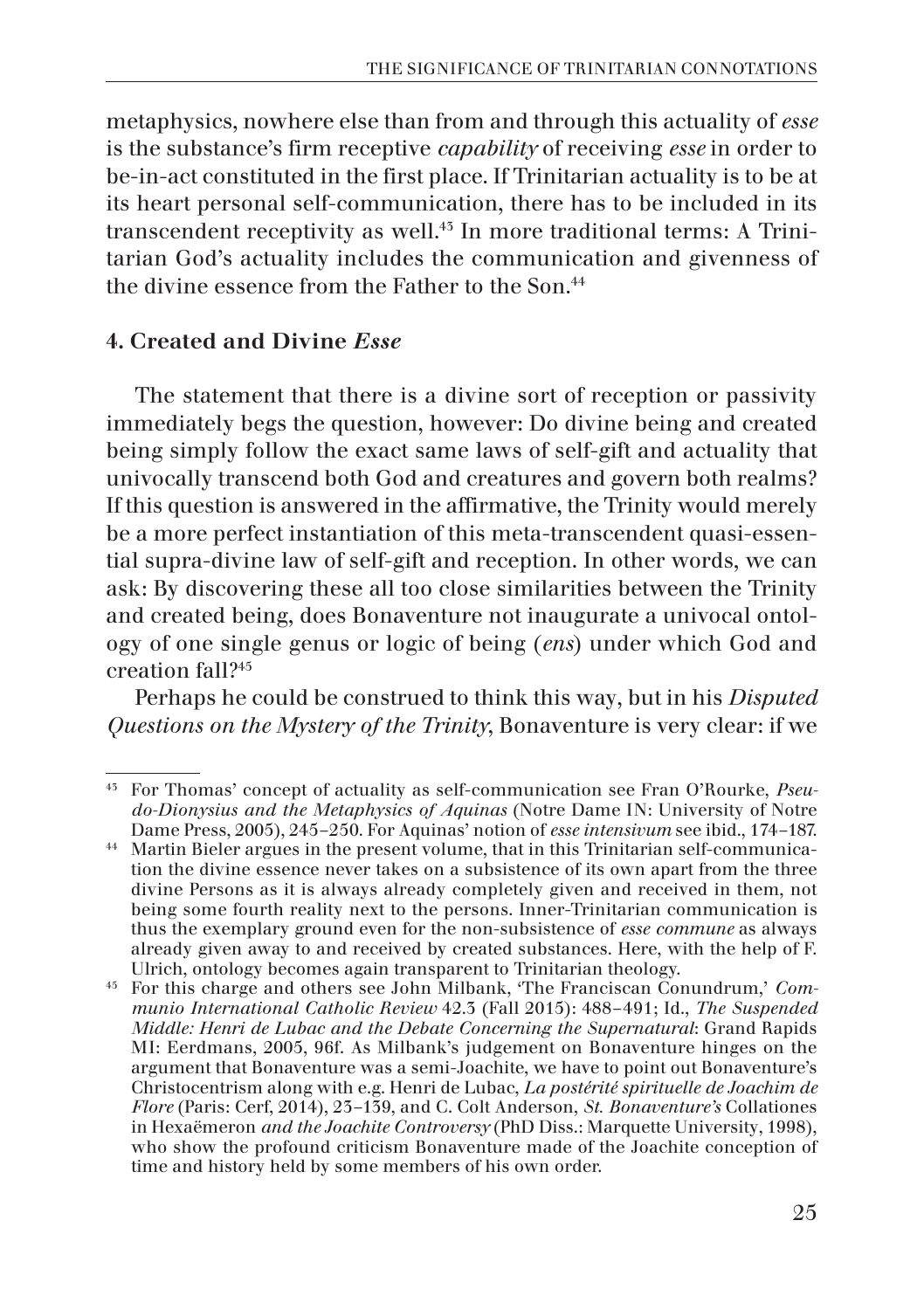metaphysics, nowhere else than from and through this actuality of *esse* is the substance's firm receptive *capability* of receiving *esse* in order to be-in-act constituted in the first place. If Trinitarian actuality is to be at its heart personal self-communication, there has to be included in its transcendent receptivity as well.[43] In more traditional terms: A Trinitarian God's actuality includes the communication and givenness of the divine essence from the Father to the Son.[44]

## 4. Created and Divine *Esse*

The statement that there is a divine sort of reception or passivity immediately begs the question, however: Do divine being and created being simply follow the exact same laws of self-gift and actuality that univocally transcend both God and creatures and govern both realms? If this question is answered in the affirmative, the Trinity would merely be a more perfect instantiation of this meta-transcendent quasi-essential supra-divine law of self-gift and reception. In other words, we can ask: By discovering these all too close similarities between the Trinity and created being, does Bonaventure not inaugurate a univocal ontology of one single genus or logic of being (*ens*) under which God and creation fall?[45]

Perhaps he could be construed to think this way, but in his *Disputed Questions on the Mystery of the Trinity*, Bonaventure is very clear: if we

---

[43] For Thomas' concept of actuality as self-communication see Fran O'Rourke, *Pseudo-Dionysius and the Metaphysics of Aquinas* (Notre Dame IN: University of Notre Dame Press, 2005), 245–250. For Aquinas' notion of *esse intensivum* see ibid., 174–187.

[44] Martin Bieler argues in the present volume, that in this Trinitarian self-communication the divine essence never takes on a subsistence of its own apart from the three divine Persons as it is always already completely given and received in them, not being some fourth reality next to the persons. Inner-Trinitarian communication is thus the exemplary ground even for the non-subsistence of *esse commune* as always already given away to and received by created substances. Here, with the help of F. Ulrich, ontology becomes again transparent to Trinitarian theology.

[45] For this charge and others see John Milbank, 'The Franciscan Conundrum,' *Communio International Catholic Review* 42.3 (Fall 2015): 488–491; Id., *The Suspended Middle: Henri de Lubac and the Debate Concerning the Supernatural*: Grand Rapids MI: Eerdmans, 2005, 96f. As Milbank's judgement on Bonaventure hinges on the argument that Bonaventure was a semi-Joachite, we have to point out Bonaventure's Christocentrism along with e.g. Henri de Lubac, *La postérité spirituelle de Joachim de Flore* (Paris: Cerf, 2014), 23–139, and C. Colt Anderson, *St. Bonaventure's* Collationes in Hexaëmeron *and the Joachite Controversy* (PhD Diss.: Marquette University, 1998), who show the profound criticism Bonaventure made of the Joachite conception of time and history held by some members of his own order.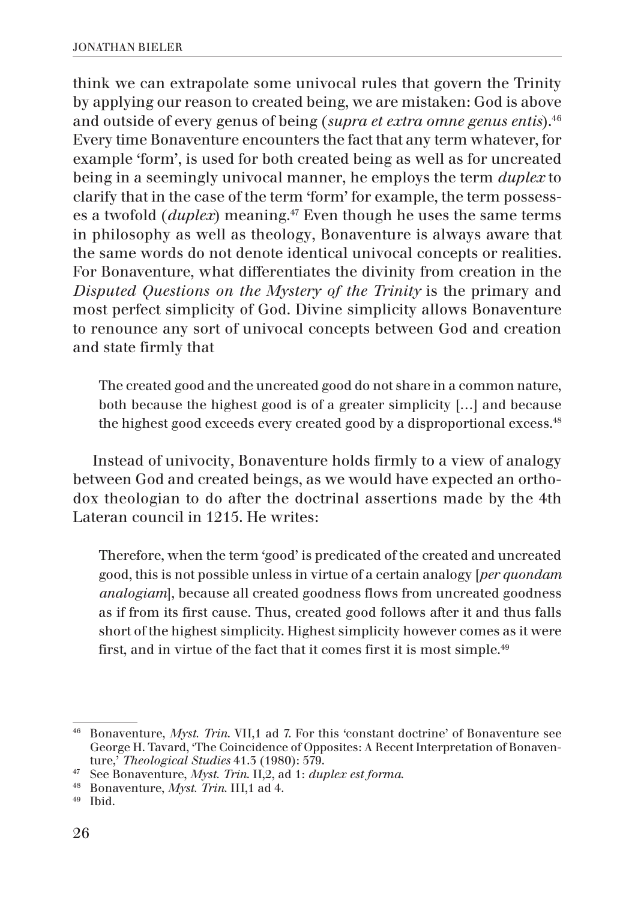think we can extrapolate some univocal rules that govern the Trinity by applying our reason to created being, we are mistaken: God is above and outside of every genus of being (*supra et extra omne genus entis*).[46] Every time Bonaventure encounters the fact that any term whatever, for example 'form', is used for both created being as well as for uncreated being in a seemingly univocal manner, he employs the term *duplex* to clarify that in the case of the term 'form' for example, the term possesses a twofold (*duplex*) meaning.[47] Even though he uses the same terms in philosophy as well as theology, Bonaventure is always aware that the same words do not denote identical univocal concepts or realities. For Bonaventure, what differentiates the divinity from creation in the *Disputed Questions on the Mystery of the Trinity* is the primary and most perfect simplicity of God. Divine simplicity allows Bonaventure to renounce any sort of univocal concepts between God and creation and state firmly that

> The created good and the uncreated good do not share in a common nature, both because the highest good is of a greater simplicity […] and because the highest good exceeds every created good by a disproportional excess.[48]

Instead of univocity, Bonaventure holds firmly to a view of analogy between God and created beings, as we would have expected an orthodox theologian to do after the doctrinal assertions made by the 4th Lateran council in 1215. He writes:

> Therefore, when the term 'good' is predicated of the created and uncreated good, this is not possible unless in virtue of a certain analogy [*per quondam analogiam*], because all created goodness flows from uncreated goodness as if from its first cause. Thus, created good follows after it and thus falls short of the highest simplicity. Highest simplicity however comes as it were first, and in virtue of the fact that it comes first it is most simple.[49]

---

[46] Bonaventure, *Myst. Trin.* VII,1 ad 7. For this 'constant doctrine' of Bonaventure see George H. Tavard, 'The Coincidence of Opposites: A Recent Interpretation of Bonaventure,' *Theological Studies* 41.3 (1980): 579.

[47] See Bonaventure, *Myst. Trin.* II,2, ad 1: *duplex est forma.*

[48] Bonaventure, *Myst. Trin.* III,1 ad 4.

[49] Ibid.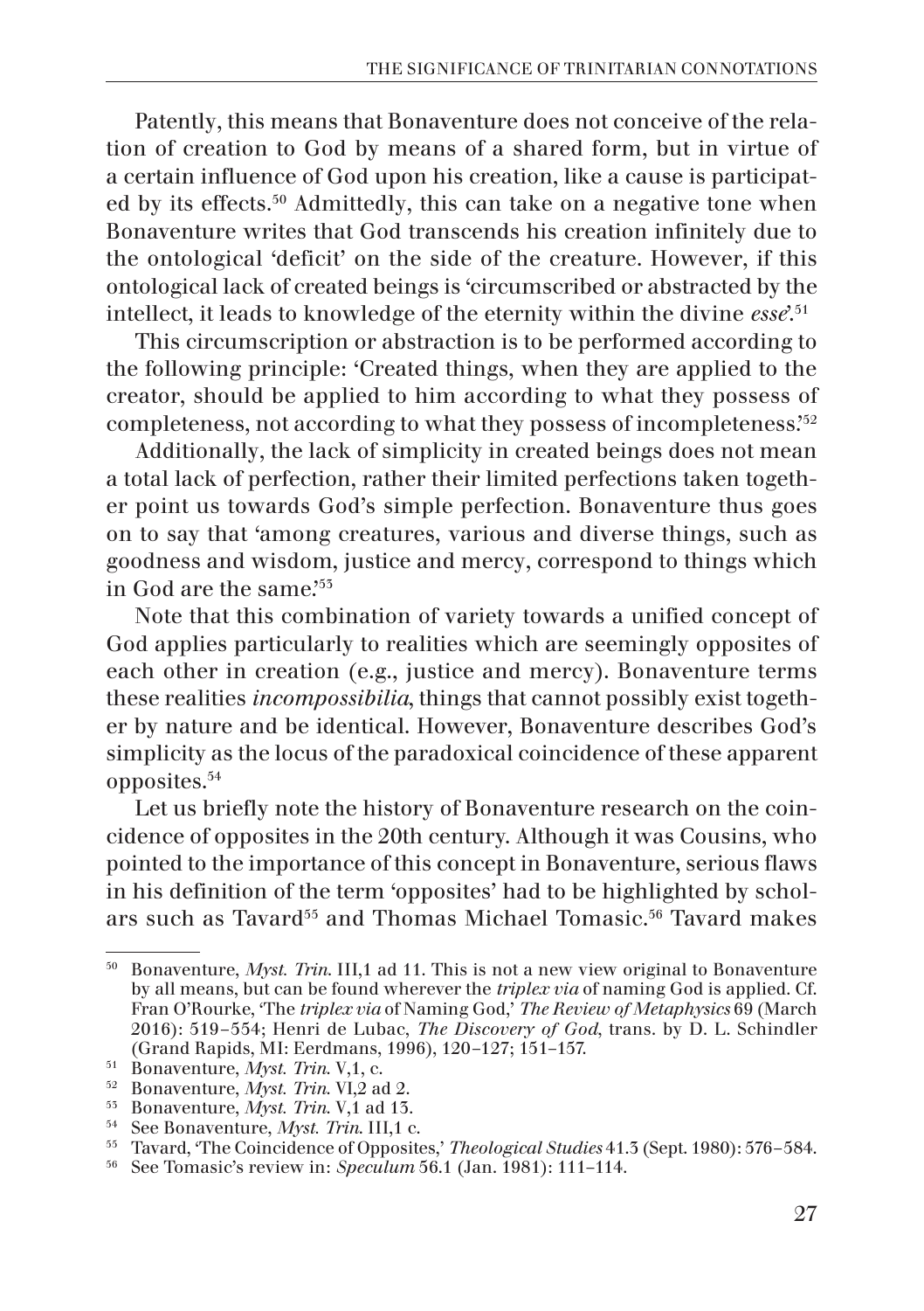Patently, this means that Bonaventure does not conceive of the relation of creation to God by means of a shared form, but in virtue of a certain influence of God upon his creation, like a cause is participated by its effects.[50] Admittedly, this can take on a negative tone when Bonaventure writes that God transcends his creation infinitely due to the ontological 'deficit' on the side of the creature. However, if this ontological lack of created beings is 'circumscribed or abstracted by the intellect, it leads to knowledge of the eternity within the divine *esse*'.[51]

This circumscription or abstraction is to be performed according to the following principle: 'Created things, when they are applied to the creator, should be applied to him according to what they possess of completeness, not according to what they possess of incompleteness.'[52]

Additionally, the lack of simplicity in created beings does not mean a total lack of perfection, rather their limited perfections taken together point us towards God's simple perfection. Bonaventure thus goes on to say that 'among creatures, various and diverse things, such as goodness and wisdom, justice and mercy, correspond to things which in God are the same.'[53]

Note that this combination of variety towards a unified concept of God applies particularly to realities which are seemingly opposites of each other in creation (e.g., justice and mercy). Bonaventure terms these realities *incompossibilia*, things that cannot possibly exist together by nature and be identical. However, Bonaventure describes God's simplicity as the locus of the paradoxical coincidence of these apparent opposites.[54]

Let us briefly note the history of Bonaventure research on the coincidence of opposites in the 20th century. Although it was Cousins, who pointed to the importance of this concept in Bonaventure, serious flaws in his definition of the term 'opposites' had to be highlighted by scholars such as Tavard[55] and Thomas Michael Tomasic.[56] Tavard makes

---

[50] Bonaventure, *Myst. Trin.* III,1 ad 11. This is not a new view original to Bonaventure by all means, but can be found wherever the *triplex via* of naming God is applied. Cf. Fran O'Rourke, 'The *triplex via* of Naming God,' *The Review of Metaphysics* 69 (March 2016): 519–554; Henri de Lubac, *The Discovery of God*, trans. by D. L. Schindler (Grand Rapids, MI: Eerdmans, 1996), 120–127; 151–157.

[51] Bonaventure, *Myst. Trin.* V,1, c.

[52] Bonaventure, *Myst. Trin.* VI,2 ad 2.

[53] Bonaventure, *Myst. Trin.* V,1 ad 13.

[54] See Bonaventure, *Myst. Trin.* III,1 c.

[55] Tavard, 'The Coincidence of Opposites,' *Theological Studies* 41.3 (Sept. 1980): 576–584.

[56] See Tomasic's review in: *Speculum* 56.1 (Jan. 1981): 111–114.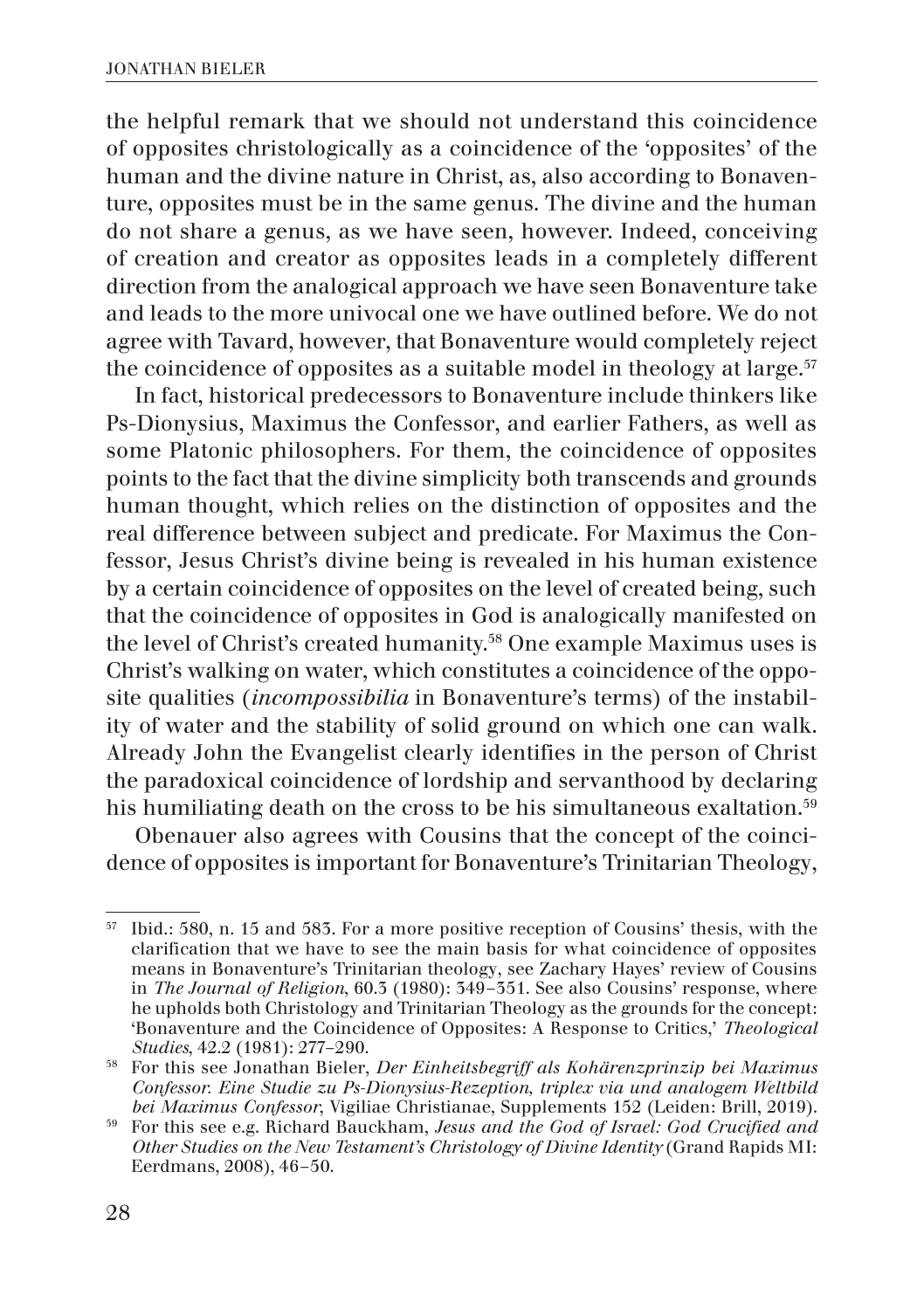the helpful remark that we should not understand this coincidence of opposites christologically as a coincidence of the 'opposites' of the human and the divine nature in Christ, as, also according to Bonaventure, opposites must be in the same genus. The divine and the human do not share a genus, as we have seen, however. Indeed, conceiving of creation and creator as opposites leads in a completely different direction from the analogical approach we have seen Bonaventure take and leads to the more univocal one we have outlined before. We do not agree with Tavard, however, that Bonaventure would completely reject the coincidence of opposites as a suitable model in theology at large.[57]

In fact, historical predecessors to Bonaventure include thinkers like Ps-Dionysius, Maximus the Confessor, and earlier Fathers, as well as some Platonic philosophers. For them, the coincidence of opposites points to the fact that the divine simplicity both transcends and grounds human thought, which relies on the distinction of opposites and the real difference between subject and predicate. For Maximus the Confessor, Jesus Christ's divine being is revealed in his human existence by a certain coincidence of opposites on the level of created being, such that the coincidence of opposites in God is analogically manifested on the level of Christ's created humanity.[58] One example Maximus uses is Christ's walking on water, which constitutes a coincidence of the opposite qualities (*incompossibilia* in Bonaventure's terms) of the instability of water and the stability of solid ground on which one can walk. Already John the Evangelist clearly identifies in the person of Christ the paradoxical coincidence of lordship and servanthood by declaring his humiliating death on the cross to be his simultaneous exaltation.[59]

Obenauer also agrees with Cousins that the concept of the coincidence of opposites is important for Bonaventure's Trinitarian Theology,

---

[57] Ibid.: 580, n. 15 and 583. For a more positive reception of Cousins' thesis, with the clarification that we have to see the main basis for what coincidence of opposites means in Bonaventure's Trinitarian theology, see Zachary Hayes' review of Cousins in *The Journal of Religion*, 60.3 (1980): 349–351. See also Cousins' response, where he upholds both Christology and Trinitarian Theology as the grounds for the concept: 'Bonaventure and the Coincidence of Opposites: A Response to Critics,' *Theological Studies*, 42.2 (1981): 277–290.

[58] For this see Jonathan Bieler, *Der Einheitsbegriff als Kohärenzprinzip bei Maximus Confessor. Eine Studie zu Ps-Dionysius-Rezeption, triplex via und analogem Weltbild bei Maximus Confessor*, Vigiliae Christianae, Supplements 152 (Leiden: Brill, 2019).

[59] For this see e.g. Richard Bauckham, *Jesus and the God of Israel: God Crucified and Other Studies on the New Testament's Christology of Divine Identity* (Grand Rapids MI: Eerdmans, 2008), 46–50.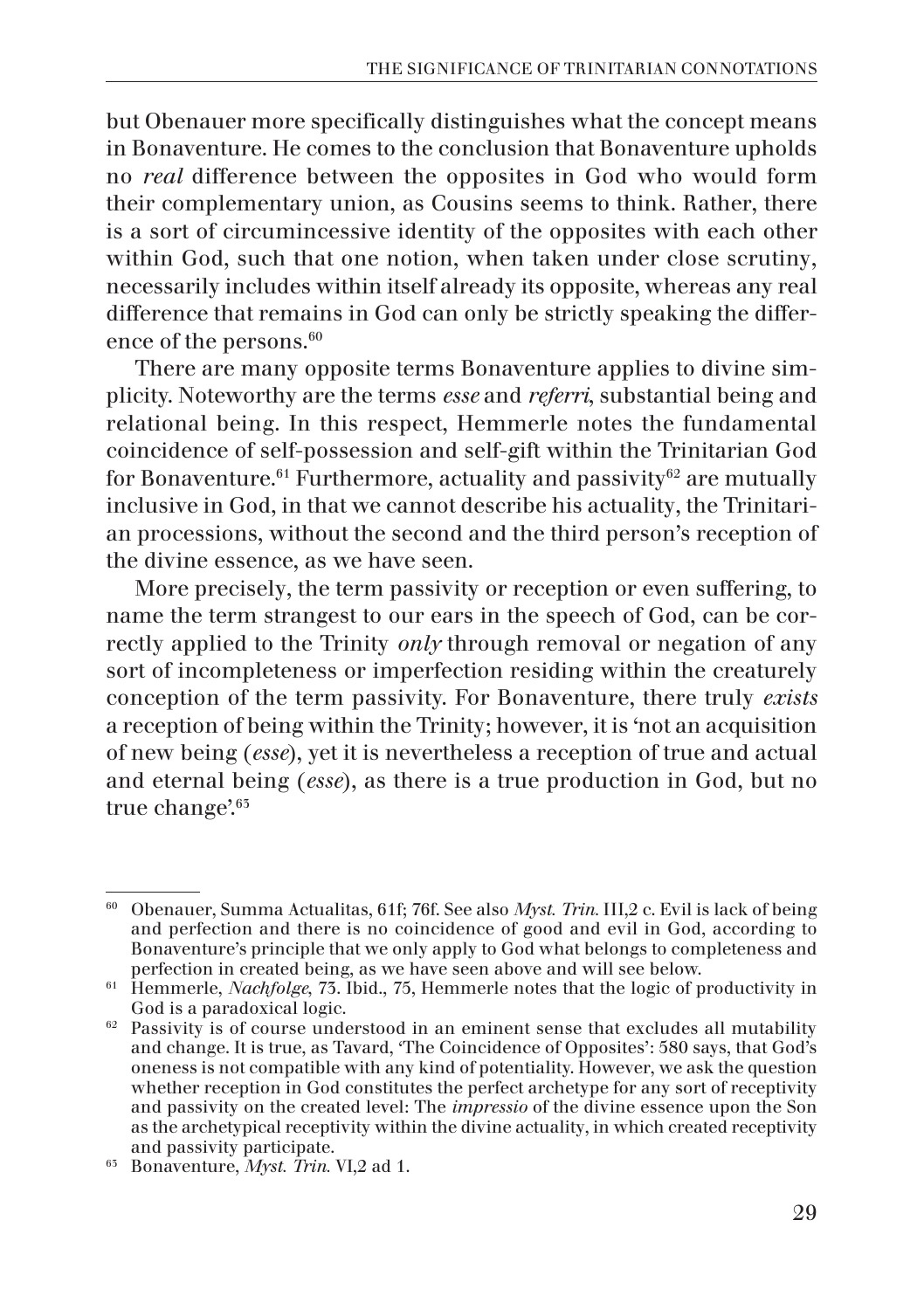but Obenauer more specifically distinguishes what the concept means in Bonaventure. He comes to the conclusion that Bonaventure upholds no *real* difference between the opposites in God who would form their complementary union, as Cousins seems to think. Rather, there is a sort of circumincessive identity of the opposites with each other within God, such that one notion, when taken under close scrutiny, necessarily includes within itself already its opposite, whereas any real difference that remains in God can only be strictly speaking the difference of the persons.[60]

There are many opposite terms Bonaventure applies to divine simplicity. Noteworthy are the terms *esse* and *referri*, substantial being and relational being. In this respect, Hemmerle notes the fundamental coincidence of self-possession and self-gift within the Trinitarian God for Bonaventure.[61] Furthermore, actuality and passivity[62] are mutually inclusive in God, in that we cannot describe his actuality, the Trinitarian processions, without the second and the third person's reception of the divine essence, as we have seen.

More precisely, the term passivity or reception or even suffering, to name the term strangest to our ears in the speech of God, can be correctly applied to the Trinity *only* through removal or negation of any sort of incompleteness or imperfection residing within the creaturely conception of the term passivity. For Bonaventure, there truly *exists* a reception of being within the Trinity; however, it is 'not an acquisition of new being (*esse*), yet it is nevertheless a reception of true and actual and eternal being (*esse*), as there is a true production in God, but no true change'.[63]

---

[60] Obenauer, Summa Actualitas, 61f; 76f. See also *Myst. Trin.* III,2 c. Evil is lack of being and perfection and there is no coincidence of good and evil in God, according to Bonaventure's principle that we only apply to God what belongs to completeness and perfection in created being, as we have seen above and will see below.

[61] Hemmerle, *Nachfolge*, 73. Ibid., 75, Hemmerle notes that the logic of productivity in God is a paradoxical logic.

[62] Passivity is of course understood in an eminent sense that excludes all mutability and change. It is true, as Tavard, 'The Coincidence of Opposites': 580 says, that God's oneness is not compatible with any kind of potentiality. However, we ask the question whether reception in God constitutes the perfect archetype for any sort of receptivity and passivity on the created level: The *impressio* of the divine essence upon the Son as the archetypical receptivity within the divine actuality, in which created receptivity and passivity participate.

[63] Bonaventure, *Myst. Trin.* VI,2 ad 1.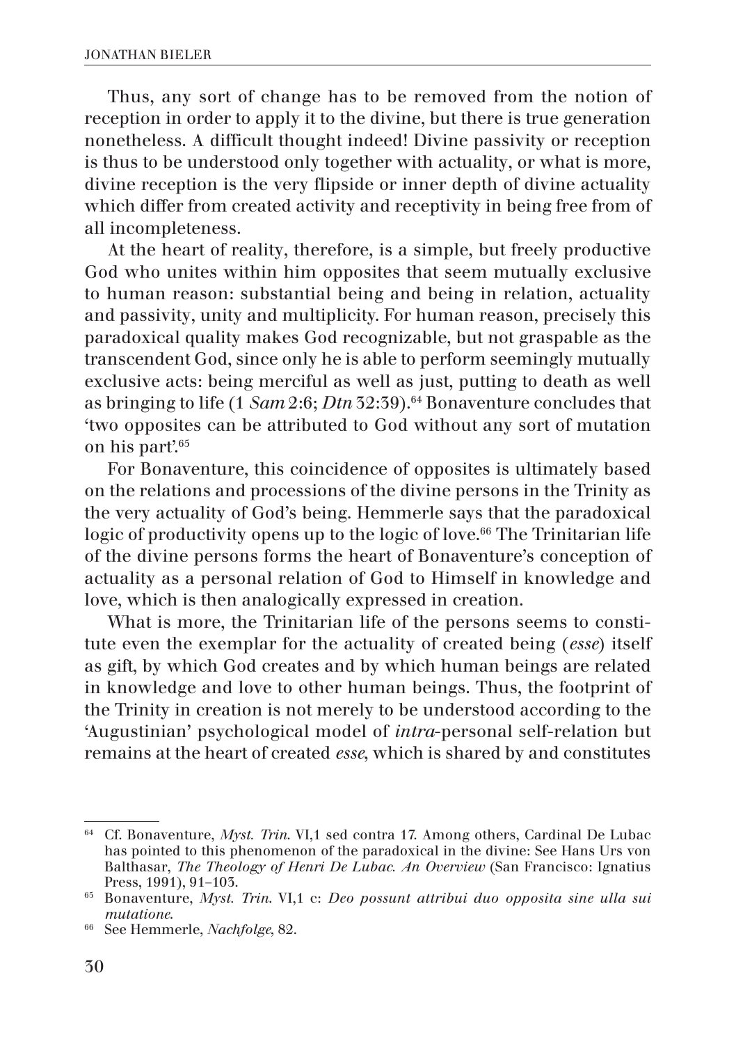Thus, any sort of change has to be removed from the notion of reception in order to apply it to the divine, but there is true generation nonetheless. A difficult thought indeed! Divine passivity or reception is thus to be understood only together with actuality, or what is more, divine reception is the very flipside or inner depth of divine actuality which differ from created activity and receptivity in being free from of all incompleteness.

At the heart of reality, therefore, is a simple, but freely productive God who unites within him opposites that seem mutually exclusive to human reason: substantial being and being in relation, actuality and passivity, unity and multiplicity. For human reason, precisely this paradoxical quality makes God recognizable, but not graspable as the transcendent God, since only he is able to perform seemingly mutually exclusive acts: being merciful as well as just, putting to death as well as bringing to life (1 *Sam* 2:6; *Dtn* 32:39).[64] Bonaventure concludes that 'two opposites can be attributed to God without any sort of mutation on his part'.[65]

For Bonaventure, this coincidence of opposites is ultimately based on the relations and processions of the divine persons in the Trinity as the very actuality of God's being. Hemmerle says that the paradoxical logic of productivity opens up to the logic of love.[66] The Trinitarian life of the divine persons forms the heart of Bonaventure's conception of actuality as a personal relation of God to Himself in knowledge and love, which is then analogically expressed in creation.

What is more, the Trinitarian life of the persons seems to constitute even the exemplar for the actuality of created being (*esse*) itself as gift, by which God creates and by which human beings are related in knowledge and love to other human beings. Thus, the footprint of the Trinity in creation is not merely to be understood according to the 'Augustinian' psychological model of *intra*-personal self-relation but remains at the heart of created *esse*, which is shared by and constitutes

---

[64] Cf. Bonaventure, *Myst. Trin.* VI,1 sed contra 17. Among others, Cardinal De Lubac has pointed to this phenomenon of the paradoxical in the divine: See Hans Urs von Balthasar, *The Theology of Henri De Lubac. An Overview* (San Francisco: Ignatius Press, 1991), 91–103.

[65] Bonaventure, *Myst. Trin.* VI,1 c: *Deo possunt attribui duo opposita sine ulla sui mutatione.*

[66] See Hemmerle, *Nachfolge*, 82.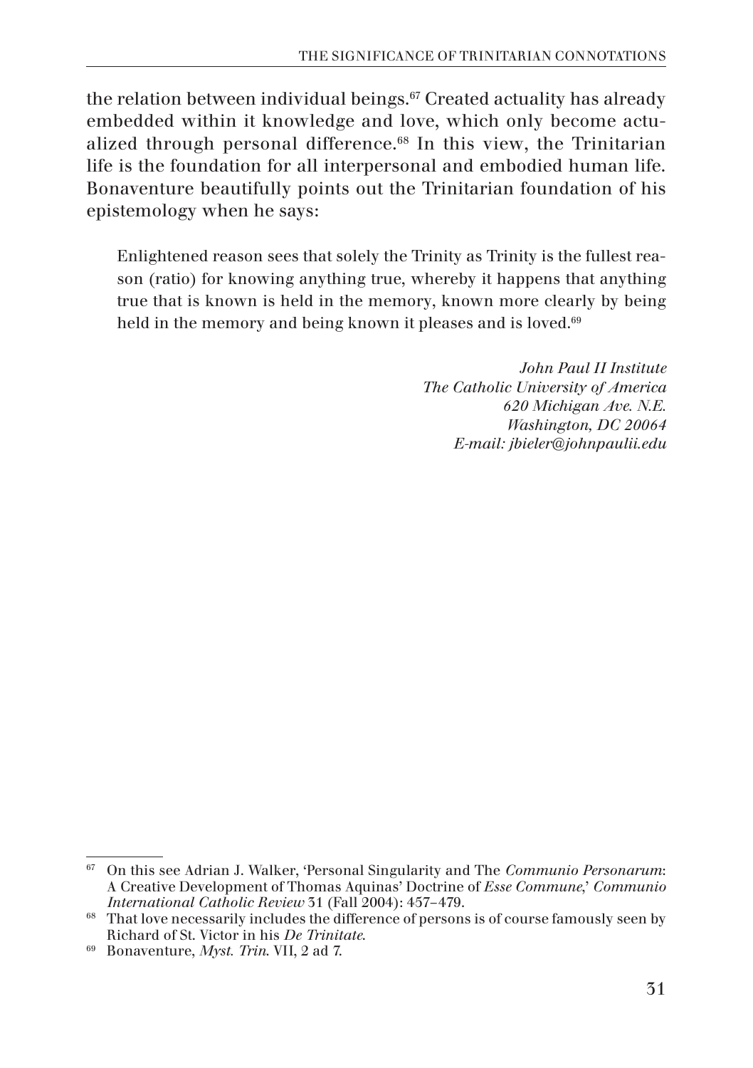the relation between individual beings.[67] Created actuality has already embedded within it knowledge and love, which only become actualized through personal difference.[68] In this view, the Trinitarian life is the foundation for all interpersonal and embodied human life. Bonaventure beautifully points out the Trinitarian foundation of his epistemology when he says:

> Enlightened reason sees that solely the Trinity as Trinity is the fullest reason (ratio) for knowing anything true, whereby it happens that anything true that is known is held in the memory, known more clearly by being held in the memory and being known it pleases and is loved.[69]

*John Paul II Institute*
*The Catholic University of America*
*620 Michigan Ave. N.E.*
*Washington, DC 20064*
*E-mail: jbieler@johnpaulii.edu*

---

[67] On this see Adrian J. Walker, 'Personal Singularity and The *Communio Personarum*: A Creative Development of Thomas Aquinas' Doctrine of *Esse Commune*,' *Communio International Catholic Review* 31 (Fall 2004): 457–479.

[68] That love necessarily includes the difference of persons is of course famously seen by Richard of St. Victor in his *De Trinitate*.

[69] Bonaventure, *Myst. Trin.* VII, 2 ad 7.